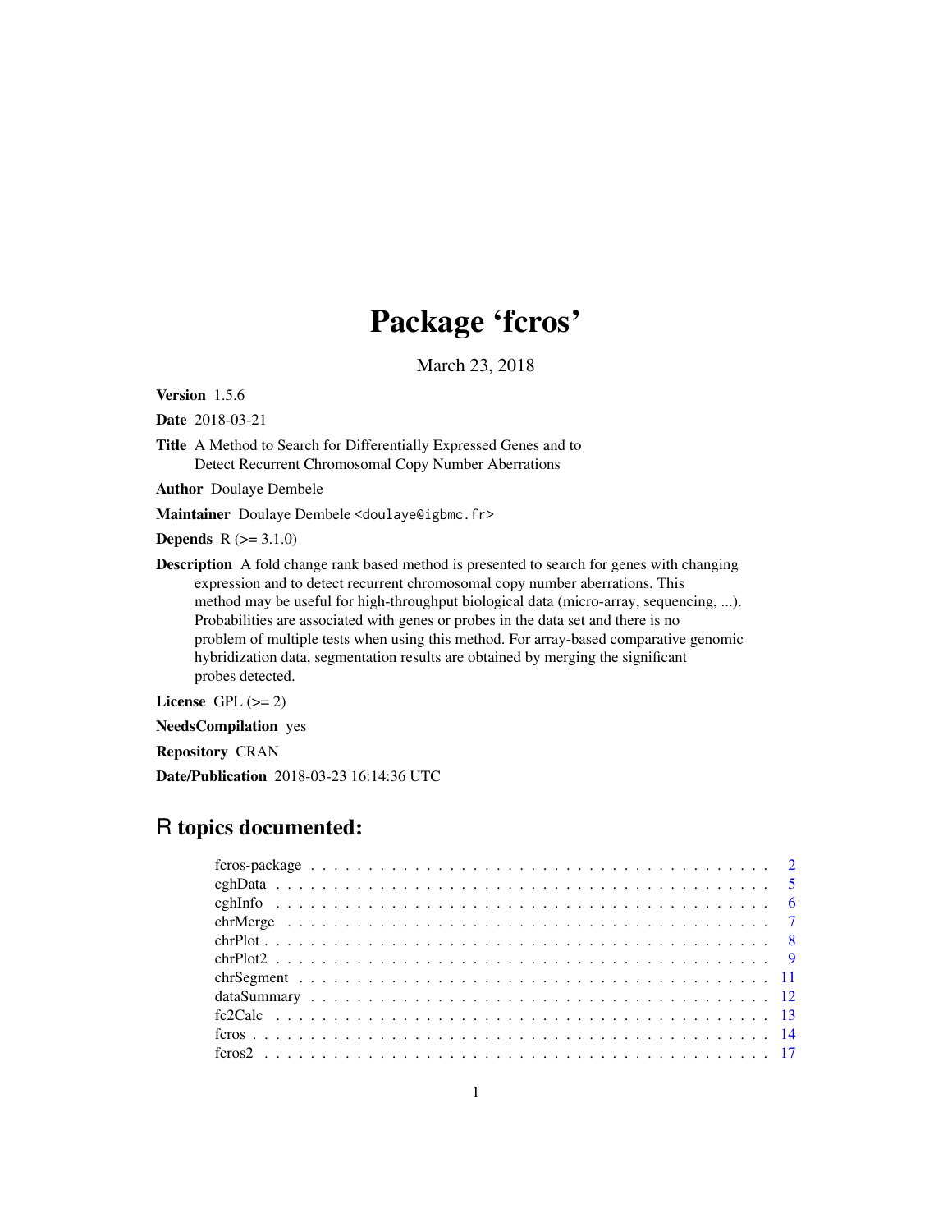# Package 'fcros'

March 23, 2018

**Version** 1.5.6

**Date** 2018-03-21

**Title** A Method to Search for Differentially Expressed Genes and to Detect Recurrent Chromosomal Copy Number Aberrations

**Author** Doulaye Dembele

**Maintainer** Doulaye Dembele <doulaye@igbmc.fr>

**Depends** R (>= 3.1.0)

**Description** A fold change rank based method is presented to search for genes with changing expression and to detect recurrent chromosomal copy number aberrations. This method may be useful for high-throughput biological data (micro-array, sequencing, ...). Probabilities are associated with genes or probes in the data set and there is no problem of multiple tests when using this method. For array-based comparative genomic hybridization data, segmentation results are obtained by merging the significant probes detected.

**License** GPL (>= 2)

**NeedsCompilation** yes

**Repository** CRAN

**Date/Publication** 2018-03-23 16:14:36 UTC

## R topics documented:

| | |
|---|---|
| fcros-package | 2 |
| cghData | 5 |
| cghInfo | 6 |
| chrMerge | 7 |
| chrPlot | 8 |
| chrPlot2 | 9 |
| chrSegment | 11 |
| dataSummary | 12 |
| fc2Calc | 13 |
| fcros | 14 |
| fcros2 | 17 |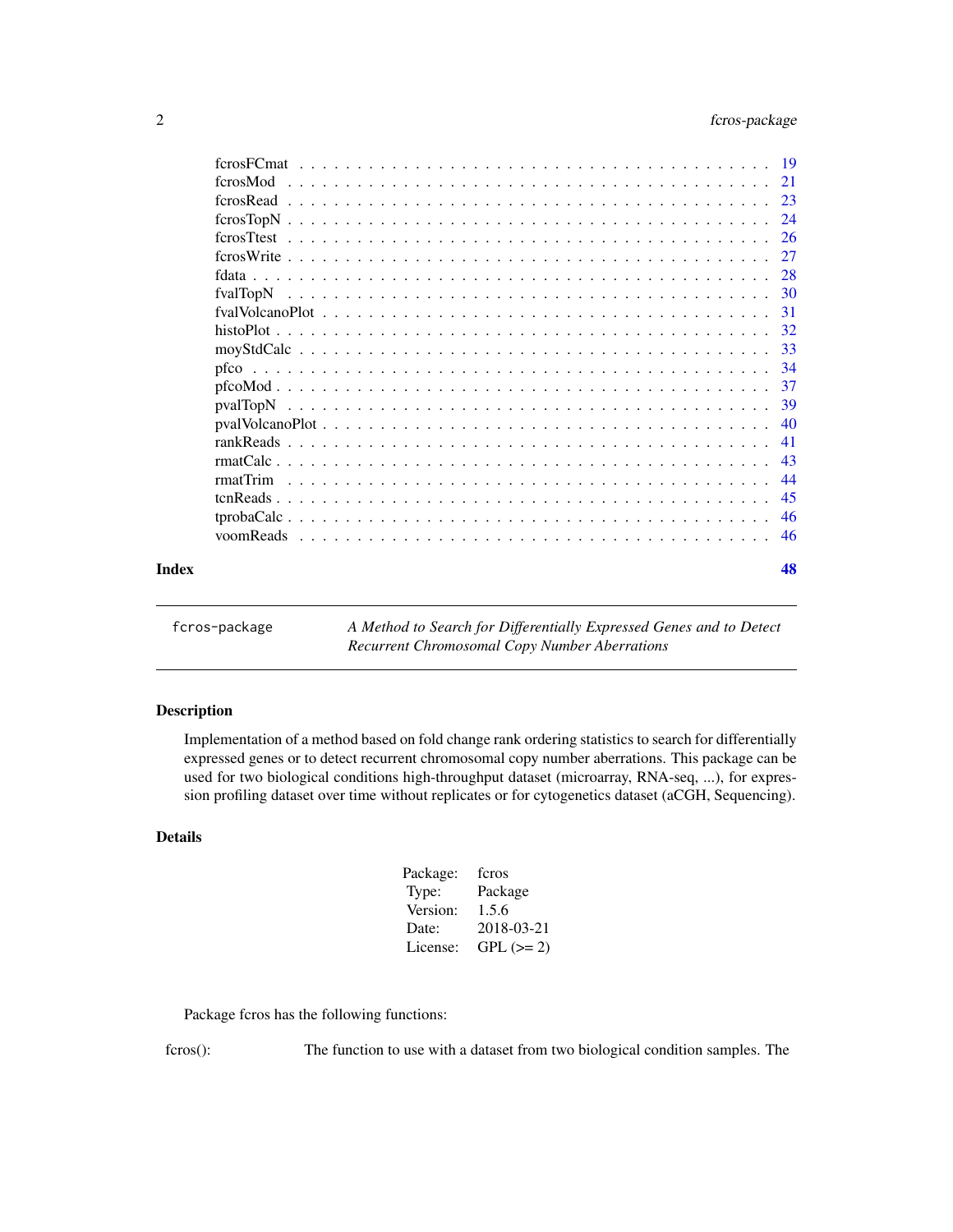| | |
|---|---|
| fcrosFCmat | 19 |
| fcrosMod | 21 |
| fcrosRead | 23 |
| fcrosTopN | 24 |
| fcrosTtest | 26 |
| fcrosWrite | 27 |
| fdata | 28 |
| fvalTopN | 30 |
| fvalVolcanoPlot | 31 |
| histoPlot | 32 |
| moyStdCalc | 33 |
| pfco | 34 |
| pfcoMod | 37 |
| pvalTopN | 39 |
| pvalVolcanoPlot | 40 |
| rankReads | 41 |
| rmatCalc | 43 |
| rmatTrim | 44 |
| tcnReads | 45 |
| tprobaCalc | 46 |
| voomReads | 46 |

**Index** **48**

---

`fcros-package` *A Method to Search for Differentially Expressed Genes and to Detect Recurrent Chromosomal Copy Number Aberrations*

---

## Description

Implementation of a method based on fold change rank ordering statistics to search for differentially expressed genes or to detect recurrent chromosomal copy number aberrations. This package can be used for two biological conditions high-throughput dataset (microarray, RNA-seq, ...), for expression profiling dataset over time without replicates or for cytogenetics dataset (aCGH, Sequencing).

## Details

| | |
|---|---|
| Package: | fcros |
| Type: | Package |
| Version: | 1.5.6 |
| Date: | 2018-03-21 |
| License: | GPL (>= 2) |

Package fcros has the following functions:

fcros(): The function to use with a dataset from two biological condition samples. The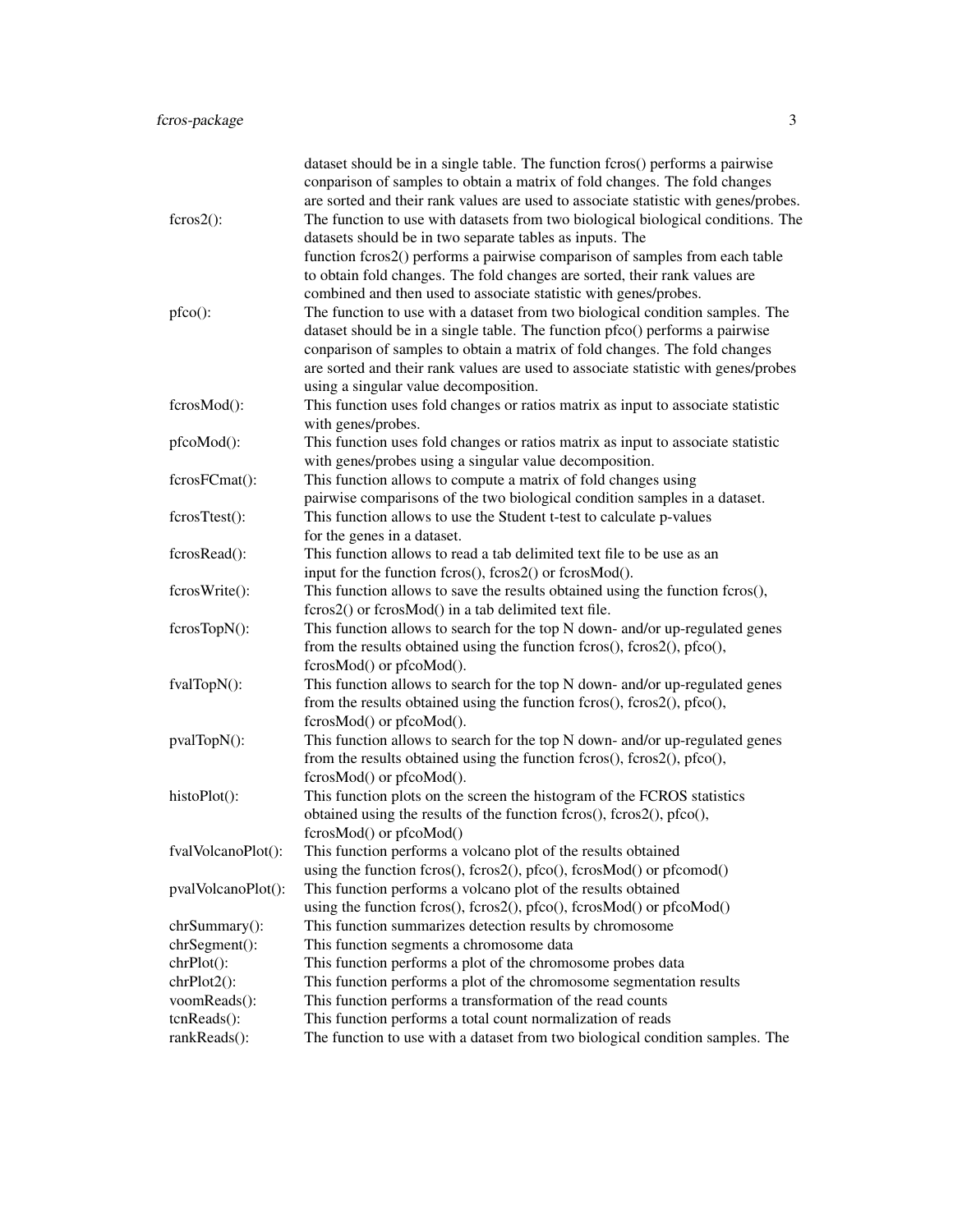| | |
|---|---|
| | dataset should be in a single table. The function fcros() performs a pairwise conparison of samples to obtain a matrix of fold changes. The fold changes are sorted and their rank values are used to associate statistic with genes/probes. |
| fcros2(): | The function to use with datasets from two biological biological conditions. The datasets should be in two separate tables as inputs. The function fcros2() performs a pairwise comparison of samples from each table to obtain fold changes. The fold changes are sorted, their rank values are combined and then used to associate statistic with genes/probes. |
| pfco(): | The function to use with a dataset from two biological condition samples. The dataset should be in a single table. The function pfco() performs a pairwise conparison of samples to obtain a matrix of fold changes. The fold changes are sorted and their rank values are used to associate statistic with genes/probes using a singular value decomposition. |
| fcrosMod(): | This function uses fold changes or ratios matrix as input to associate statistic with genes/probes. |
| pfcoMod(): | This function uses fold changes or ratios matrix as input to associate statistic with genes/probes using a singular value decomposition. |
| fcrosFCmat(): | This function allows to compute a matrix of fold changes using pairwise comparisons of the two biological condition samples in a dataset. |
| fcrosTtest(): | This function allows to use the Student t-test to calculate p-values for the genes in a dataset. |
| fcrosRead(): | This function allows to read a tab delimited text file to be use as an input for the function fcros(), fcros2() or fcrosMod(). |
| fcrosWrite(): | This function allows to save the results obtained using the function fcros(), fcros2() or fcrosMod() in a tab delimited text file. |
| fcrosTopN(): | This function allows to search for the top N down- and/or up-regulated genes from the results obtained using the function fcros(), fcros2(), pfco(), fcrosMod() or pfcoMod(). |
| fvalTopN(): | This function allows to search for the top N down- and/or up-regulated genes from the results obtained using the function fcros(), fcros2(), pfco(), fcrosMod() or pfcoMod(). |
| pvalTopN(): | This function allows to search for the top N down- and/or up-regulated genes from the results obtained using the function fcros(), fcros2(), pfco(), fcrosMod() or pfcoMod(). |
| histoPlot(): | This function plots on the screen the histogram of the FCROS statistics obtained using the results of the function fcros(), fcros2(), pfco(), fcrosMod() or pfcoMod() |
| fvalVolcanoPlot(): | This function performs a volcano plot of the results obtained using the function fcros(), fcros2(), pfco(), fcrosMod() or pfcomod() |
| pvalVolcanoPlot(): | This function performs a volcano plot of the results obtained using the function fcros(), fcros2(), pfco(), fcrosMod() or pfcoMod() |
| chrSummary(): | This function summarizes detection results by chromosome |
| chrSegment(): | This function segments a chromosome data |
| chrPlot(): | This function performs a plot of the chromosome probes data |
| chrPlot2(): | This function performs a plot of the chromosome segmentation results |
| voomReads(): | This function performs a transformation of the read counts |
| tcnReads(): | This function performs a total count normalization of reads |
| rankReads(): | The function to use with a dataset from two biological condition samples. The |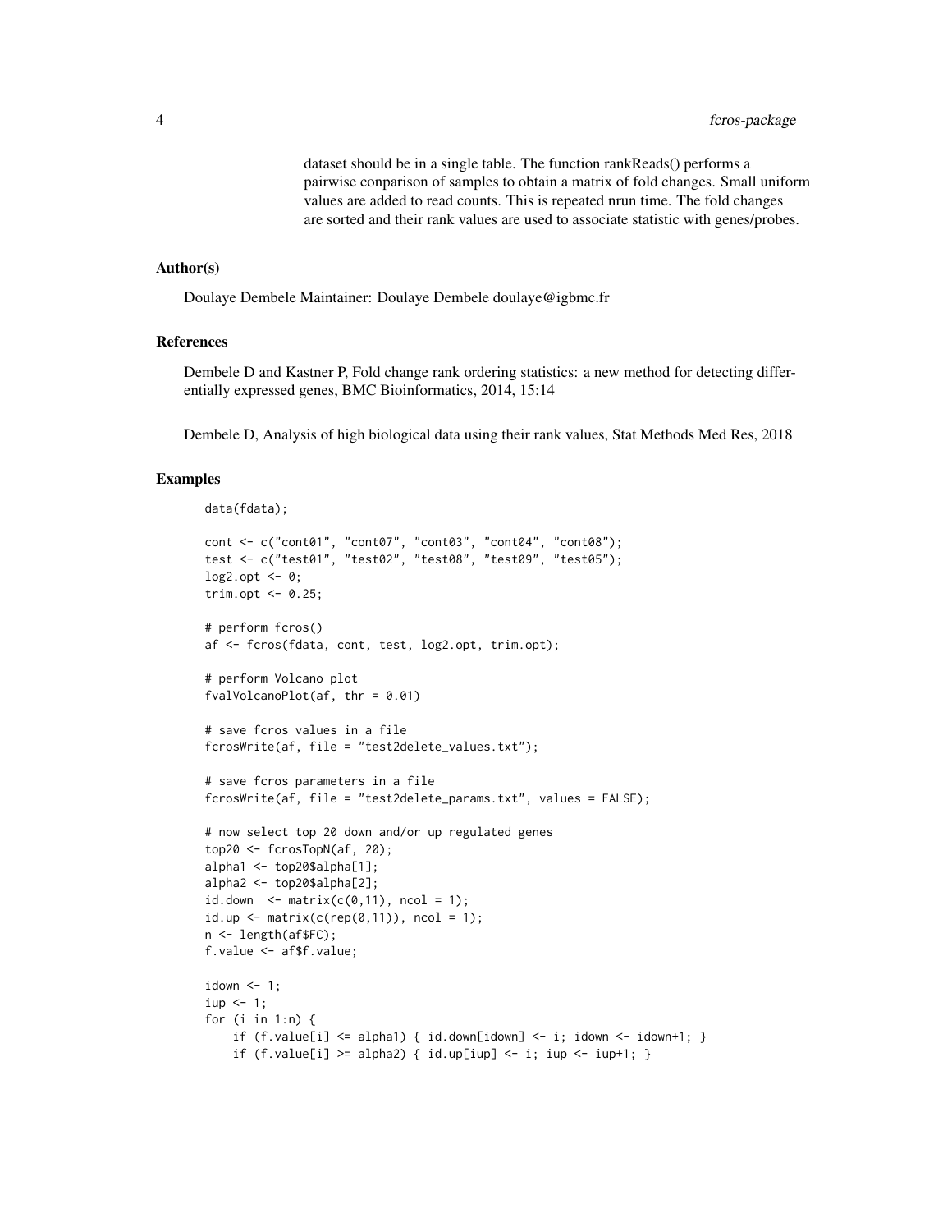dataset should be in a single table. The function rankReads() performs a pairwise conparison of samples to obtain a matrix of fold changes. Small uniform values are added to read counts. This is repeated nrun time. The fold changes are sorted and their rank values are used to associate statistic with genes/probes.

### Author(s)

Doulaye Dembele Maintainer: Doulaye Dembele doulaye@igbmc.fr

### References

Dembele D and Kastner P, Fold change rank ordering statistics: a new method for detecting differentially expressed genes, BMC Bioinformatics, 2014, 15:14

Dembele D, Analysis of high biological data using their rank values, Stat Methods Med Res, 2018

### Examples

```
data(fdata);

cont <- c("cont01", "cont07", "cont03", "cont04", "cont08");
test <- c("test01", "test02", "test08", "test09", "test05");
log2.opt <- 0;
trim.opt <- 0.25;

# perform fcros()
af <- fcros(fdata, cont, test, log2.opt, trim.opt);

# perform Volcano plot
fvalVolcanoPlot(af, thr = 0.01)

# save fcros values in a file
fcrosWrite(af, file = "test2delete_values.txt");

# save fcros parameters in a file
fcrosWrite(af, file = "test2delete_params.txt", values = FALSE);

# now select top 20 down and/or up regulated genes
top20 <- fcrosTopN(af, 20);
alpha1 <- top20$alpha[1];
alpha2 <- top20$alpha[2];
id.down  <- matrix(c(0,11), ncol = 1);
id.up <- matrix(c(rep(0,11)), ncol = 1);
n <- length(af$FC);
f.value <- af$f.value;

idown <- 1;
iup <- 1;
for (i in 1:n) {
    if (f.value[i] <= alpha1) { id.down[idown] <- i; idown <- idown+1; }
    if (f.value[i] >= alpha2) { id.up[iup] <- i; iup <- iup+1; }
```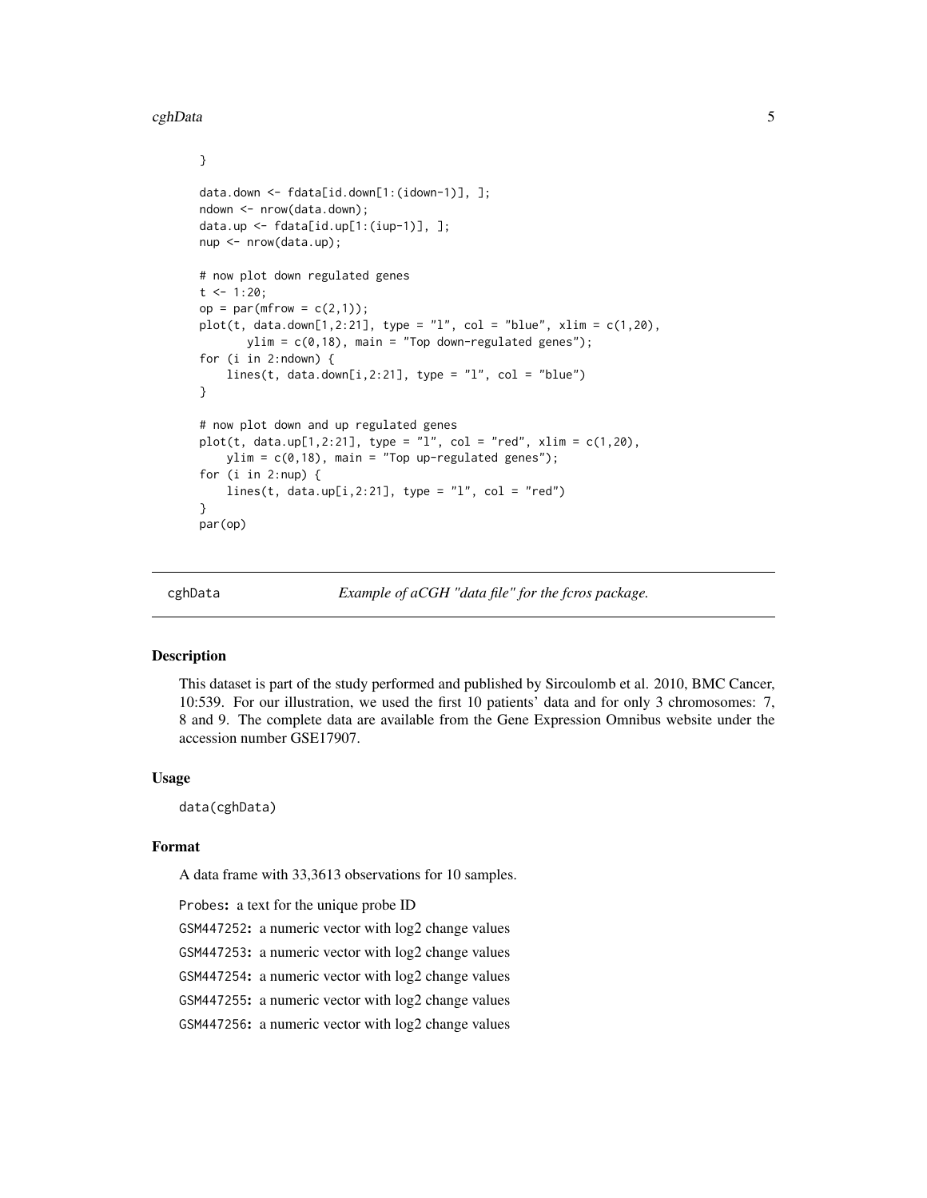```
}

data.down <- fdata[id.down[1:(idown-1)], ];
ndown <- nrow(data.down);
data.up <- fdata[id.up[1:(iup-1)], ];
nup <- nrow(data.up);

# now plot down regulated genes
t <- 1:20;
op = par(mfrow = c(2,1));
plot(t, data.down[1,2:21], type = "l", col = "blue", xlim = c(1,20),
       ylim = c(0,18), main = "Top down-regulated genes");
for (i in 2:ndown) {
    lines(t, data.down[i,2:21], type = "l", col = "blue")
}

# now plot down and up regulated genes
plot(t, data.up[1,2:21], type = "l", col = "red", xlim = c(1,20),
    ylim = c(0,18), main = "Top up-regulated genes");
for (i in 2:nup) {
    lines(t, data.up[i,2:21], type = "l", col = "red")
}
par(op)
```

---

## cghData — *Example of aCGH "data file" for the fcros package.*

---

### Description

This dataset is part of the study performed and published by Sircoulomb et al. 2010, BMC Cancer, 10:539. For our illustration, we used the first 10 patients' data and for only 3 chromosomes: 7, 8 and 9. The complete data are available from the Gene Expression Omnibus website under the accession number GSE17907.

### Usage

```
data(cghData)
```

### Format

A data frame with 33,3613 observations for 10 samples.

`Probes`**:** a text for the unique probe ID

`GSM447252`**:** a numeric vector with log2 change values

`GSM447253`**:** a numeric vector with log2 change values

`GSM447254`**:** a numeric vector with log2 change values

`GSM447255`**:** a numeric vector with log2 change values

`GSM447256`**:** a numeric vector with log2 change values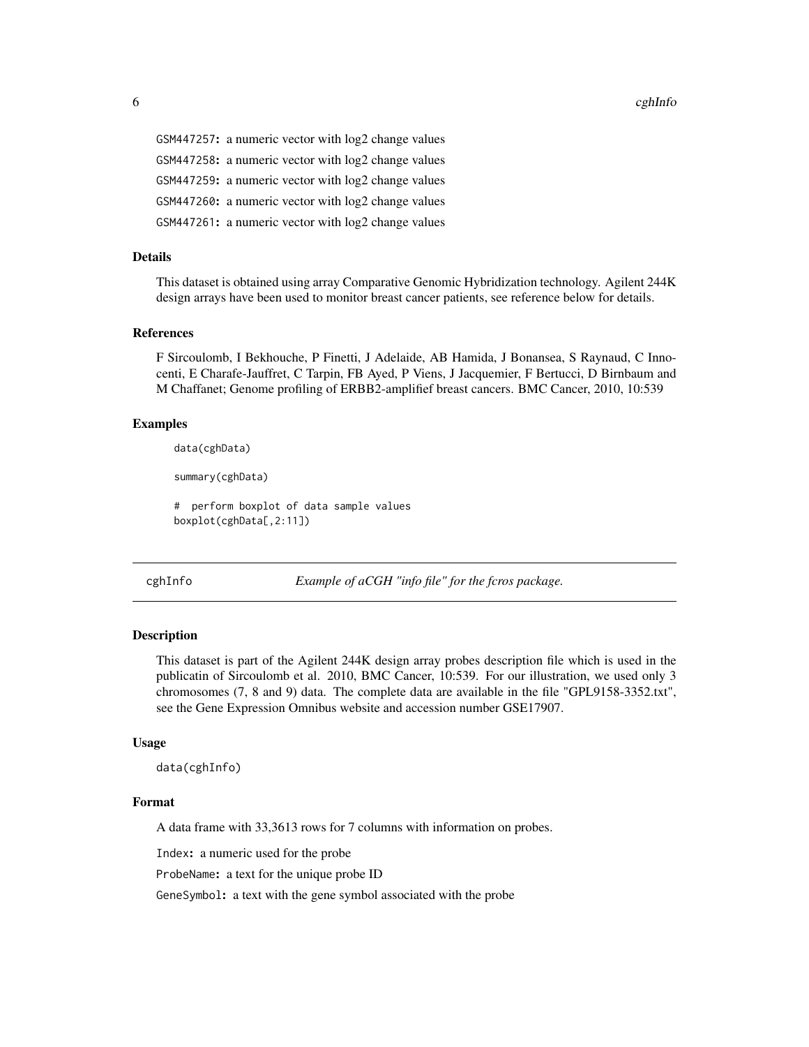GSM447257: a numeric vector with log2 change values

GSM447258: a numeric vector with log2 change values

GSM447259: a numeric vector with log2 change values

GSM447260: a numeric vector with log2 change values

GSM447261: a numeric vector with log2 change values

### Details

This dataset is obtained using array Comparative Genomic Hybridization technology. Agilent 244K design arrays have been used to monitor breast cancer patients, see reference below for details.

### References

F Sircoulomb, I Bekhouche, P Finetti, J Adelaide, AB Hamida, J Bonansea, S Raynaud, C Innocenti, E Charafe-Jauffret, C Tarpin, FB Ayed, P Viens, J Jacquemier, F Bertucci, D Birnbaum and M Chaffanet; Genome profiling of ERBB2-amplifief breast cancers. BMC Cancer, 2010, 10:539

### Examples

```
data(cghData)

summary(cghData)

#  perform boxplot of data sample values
boxplot(cghData[,2:11])
```

## cghInfo — *Example of aCGH "info file" for the fcros package.*

### Description

This dataset is part of the Agilent 244K design array probes description file which is used in the publicatin of Sircoulomb et al. 2010, BMC Cancer, 10:539. For our illustration, we used only 3 chromosomes (7, 8 and 9) data. The complete data are available in the file "GPL9158-3352.txt", see the Gene Expression Omnibus website and accession number GSE17907.

### Usage

```
data(cghInfo)
```

### Format

A data frame with 33,3613 rows for 7 columns with information on probes.

Index: a numeric used for the probe

ProbeName: a text for the unique probe ID

GeneSymbol: a text with the gene symbol associated with the probe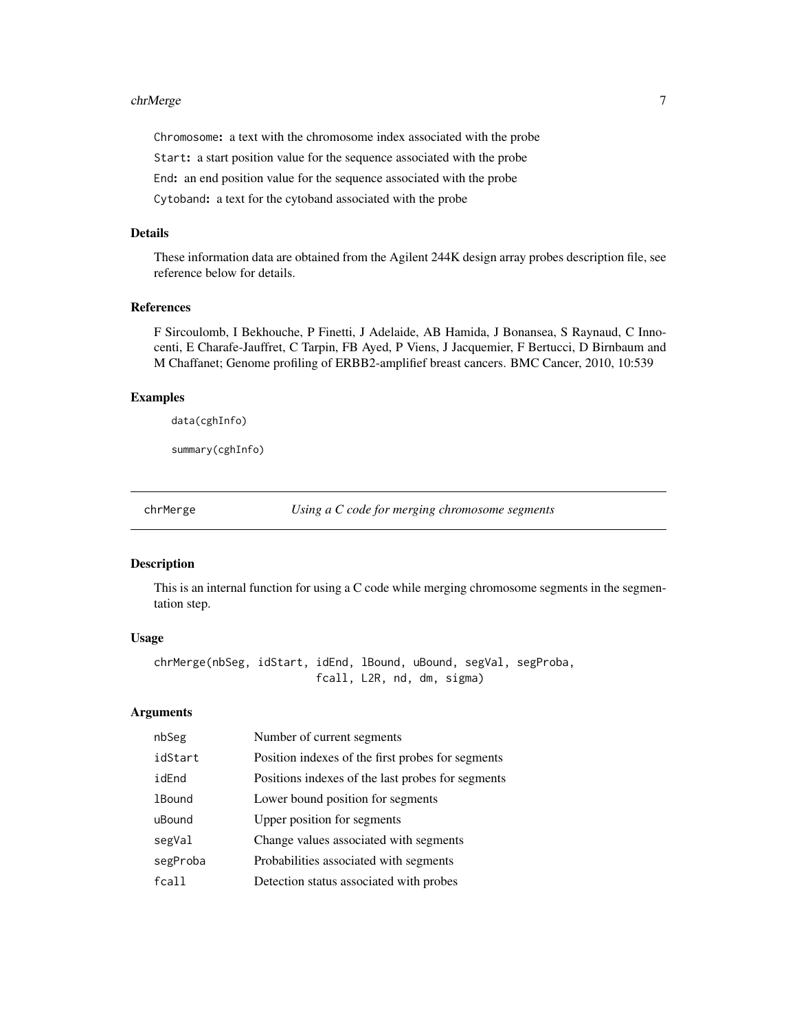Chromosome: a text with the chromosome index associated with the probe

Start: a start position value for the sequence associated with the probe

End: an end position value for the sequence associated with the probe

Cytoband: a text for the cytoband associated with the probe

### Details

These information data are obtained from the Agilent 244K design array probes description file, see reference below for details.

### References

F Sircoulomb, I Bekhouche, P Finetti, J Adelaide, AB Hamida, J Bonansea, S Raynaud, C Innocenti, E Charafe-Jauffret, C Tarpin, FB Ayed, P Viens, J Jacquemier, F Bertucci, D Birnbaum and M Chaffanet; Genome profiling of ERBB2-amplifief breast cancers. BMC Cancer, 2010, 10:539

### Examples

```
data(cghInfo)

summary(cghInfo)
```

## chrMerge *Using a C code for merging chromosome segments*

### Description

This is an internal function for using a C code while merging chromosome segments in the segmentation step.

### Usage

```
chrMerge(nbSeg, idStart, idEnd, lBound, uBound, segVal, segProba,
                        fcall, L2R, nd, dm, sigma)
```

### Arguments

| | |
|---|---|
| nbSeg | Number of current segments |
| idStart | Position indexes of the first probes for segments |
| idEnd | Positions indexes of the last probes for segments |
| lBound | Lower bound position for segments |
| uBound | Upper position for segments |
| segVal | Change values associated with segments |
| segProba | Probabilities associated with segments |
| fcall | Detection status associated with probes |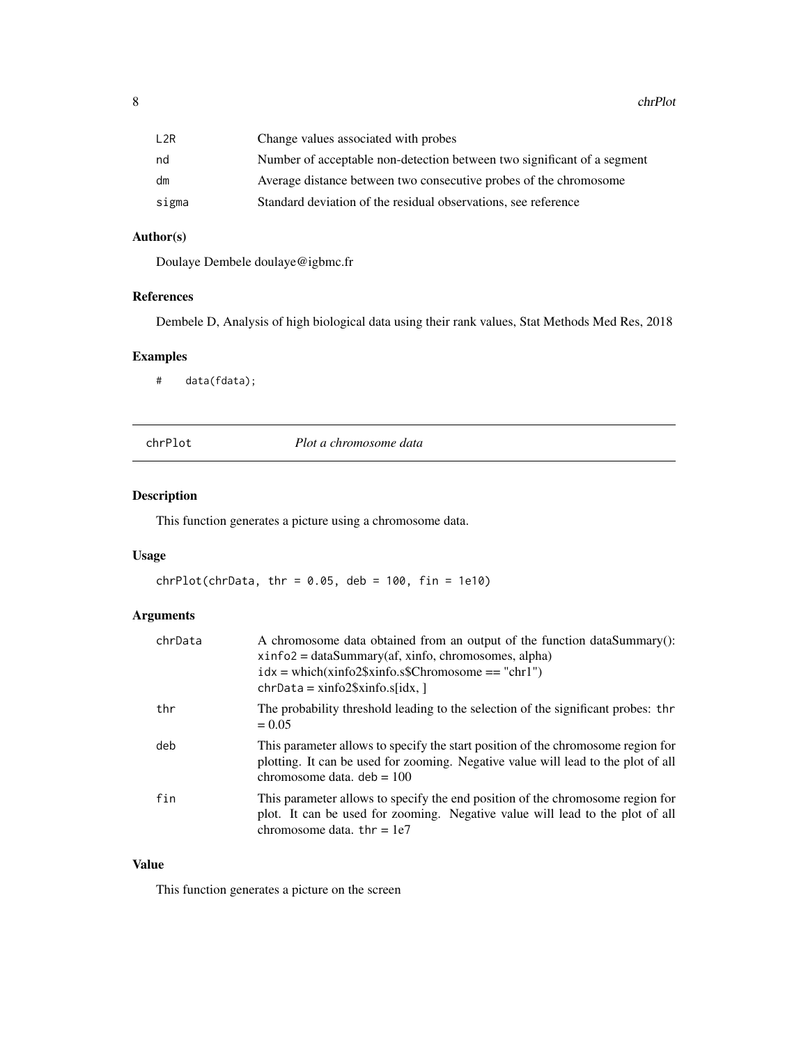| | |
|---|---|
| L2R | Change values associated with probes |
| nd | Number of acceptable non-detection between two significant of a segment |
| dm | Average distance between two consecutive probes of the chromosome |
| sigma | Standard deviation of the residual observations, see reference |

### Author(s)

Doulaye Dembele doulaye@igbmc.fr

### References

Dembele D, Analysis of high biological data using their rank values, Stat Methods Med Res, 2018

### Examples

```
#    data(fdata);
```

---

## chrPlot — *Plot a chromosome data*

---

### Description

This function generates a picture using a chromosome data.

### Usage

```
chrPlot(chrData, thr = 0.05, deb = 100, fin = 1e10)
```

### Arguments

| | |
|---|---|
| chrData | A chromosome data obtained from an output of the function dataSummary(): `xinfo2` = dataSummary(af, xinfo, chromosomes, alpha) `idx` = which(xinfo2$xinfo.s$Chromosome == "chr1") `chrData` = xinfo2$xinfo.s[idx, ] |
| thr | The probability threshold leading to the selection of the significant probes: `thr` = 0.05 |
| deb | This parameter allows to specify the start position of the chromosome region for plotting. It can be used for zooming. Negative value will lead to the plot of all chromosome data. `deb` = 100 |
| fin | This parameter allows to specify the end position of the chromosome region for plot. It can be used for zooming. Negative value will lead to the plot of all chromosome data. `thr` = 1e7 |

### Value

This function generates a picture on the screen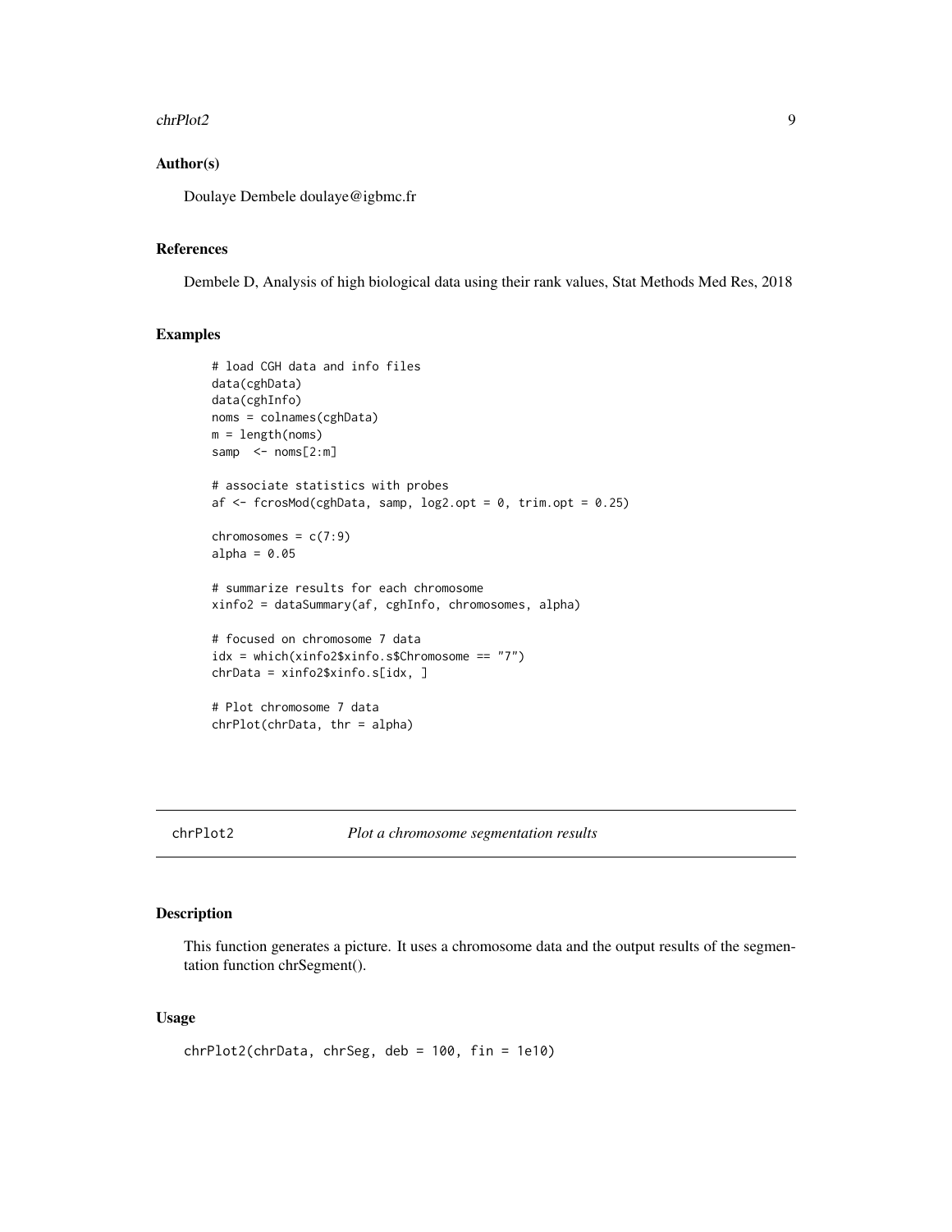## Author(s)

Doulaye Dembele doulaye@igbmc.fr

## References

Dembele D, Analysis of high biological data using their rank values, Stat Methods Med Res, 2018

## Examples

```
# load CGH data and info files
data(cghData)
data(cghInfo)
noms = colnames(cghData)
m = length(noms)
samp  <- noms[2:m]

# associate statistics with probes
af <- fcrosMod(cghData, samp, log2.opt = 0, trim.opt = 0.25)

chromosomes = c(7:9)
alpha = 0.05

# summarize results for each chromosome
xinfo2 = dataSummary(af, cghInfo, chromosomes, alpha)

# focused on chromosome 7 data
idx = which(xinfo2$xinfo.s$Chromosome == "7")
chrData = xinfo2$xinfo.s[idx, ]

# Plot chromosome 7 data
chrPlot(chrData, thr = alpha)
```

---

# chrPlot2 — *Plot a chromosome segmentation results*

## Description

This function generates a picture. It uses a chromosome data and the output results of the segmentation function chrSegment().

## Usage

```
chrPlot2(chrData, chrSeg, deb = 100, fin = 1e10)
```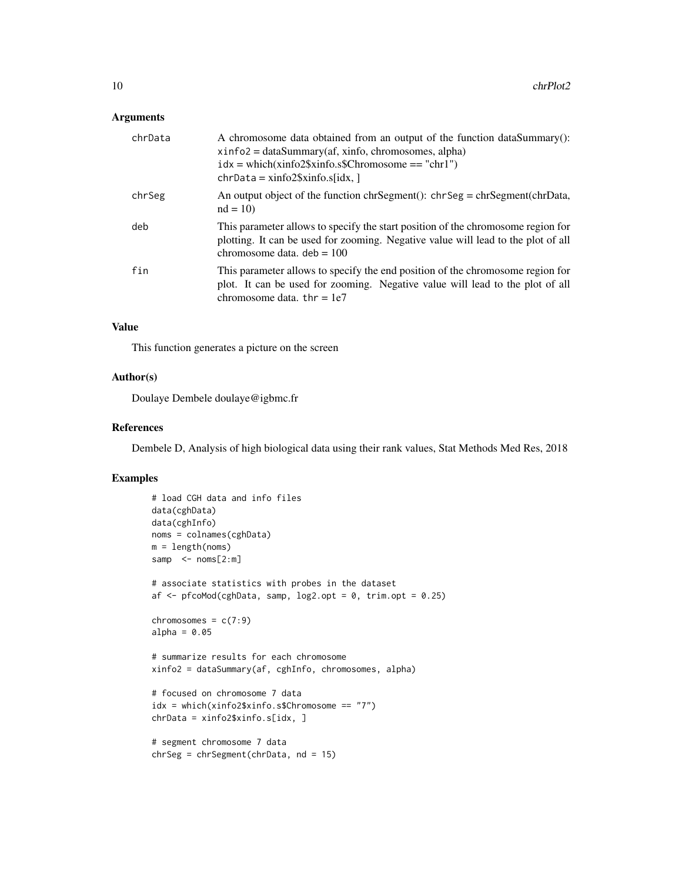### Arguments

| | |
|---|---|
| chrData | A chromosome data obtained from an output of the function dataSummary(): `xinfo2` = dataSummary(af, xinfo, chromosomes, alpha) `idx` = which(xinfo2$xinfo.s$Chromosome == "chr1") `chrData` = xinfo2$xinfo.s[idx, ] |
| chrSeg | An output object of the function chrSegment(): `chrSeg` = chrSegment(chrData, nd = 10) |
| deb | This parameter allows to specify the start position of the chromosome region for plotting. It can be used for zooming. Negative value will lead to the plot of all chromosome data. `deb` = 100 |
| fin | This parameter allows to specify the end position of the chromosome region for plot. It can be used for zooming. Negative value will lead to the plot of all chromosome data. `thr` = 1e7 |

### Value

This function generates a picture on the screen

### Author(s)

Doulaye Dembele doulaye@igbmc.fr

### References

Dembele D, Analysis of high biological data using their rank values, Stat Methods Med Res, 2018

### Examples

```
# load CGH data and info files
data(cghData)
data(cghInfo)
noms = colnames(cghData)
m = length(noms)
samp  <- noms[2:m]

# associate statistics with probes in the dataset
af <- pfcoMod(cghData, samp, log2.opt = 0, trim.opt = 0.25)

chromosomes = c(7:9)
alpha = 0.05

# summarize results for each chromosome
xinfo2 = dataSummary(af, cghInfo, chromosomes, alpha)

# focused on chromosome 7 data
idx = which(xinfo2$xinfo.s$Chromosome == "7")
chrData = xinfo2$xinfo.s[idx, ]

# segment chromosome 7 data
chrSeg = chrSegment(chrData, nd = 15)
```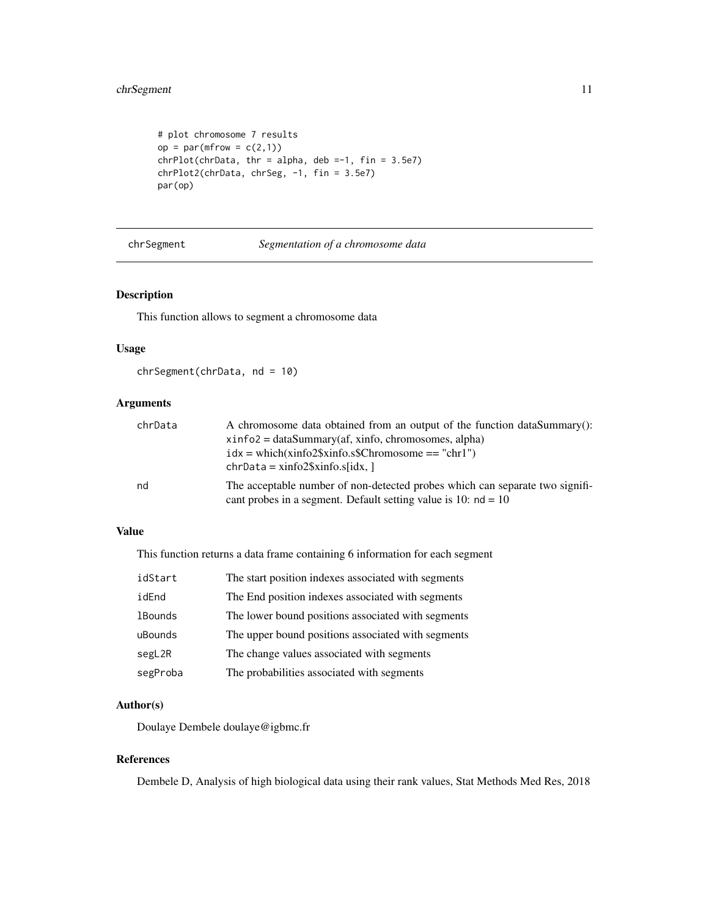```
# plot chromosome 7 results
op = par(mfrow = c(2,1))
chrPlot(chrData, thr = alpha, deb =-1, fin = 3.5e7)
chrPlot2(chrData, chrSeg, -1, fin = 3.5e7)
par(op)
```

## chrSegment — *Segmentation of a chromosome data*

### Description

This function allows to segment a chromosome data

### Usage

```
chrSegment(chrData, nd = 10)
```

### Arguments

| | |
|---|---|
| chrData | A chromosome data obtained from an output of the function dataSummary(): `xinfo2 = dataSummary(af, xinfo, chromosomes, alpha)` `idx = which(xinfo2$xinfo.s$Chromosome == "chr1")` `chrData = xinfo2$xinfo.s[idx, ]` |
| nd | The acceptable number of non-detected probes which can separate two significant probes in a segment. Default setting value is 10: `nd = 10` |

### Value

This function returns a data frame containing 6 information for each segment

| | |
|---|---|
| idStart | The start position indexes associated with segments |
| idEnd | The End position indexes associated with segments |
| lBounds | The lower bound positions associated with segments |
| uBounds | The upper bound positions associated with segments |
| segL2R | The change values associated with segments |
| segProba | The probabilities associated with segments |

### Author(s)

Doulaye Dembele doulaye@igbmc.fr

### References

Dembele D, Analysis of high biological data using their rank values, Stat Methods Med Res, 2018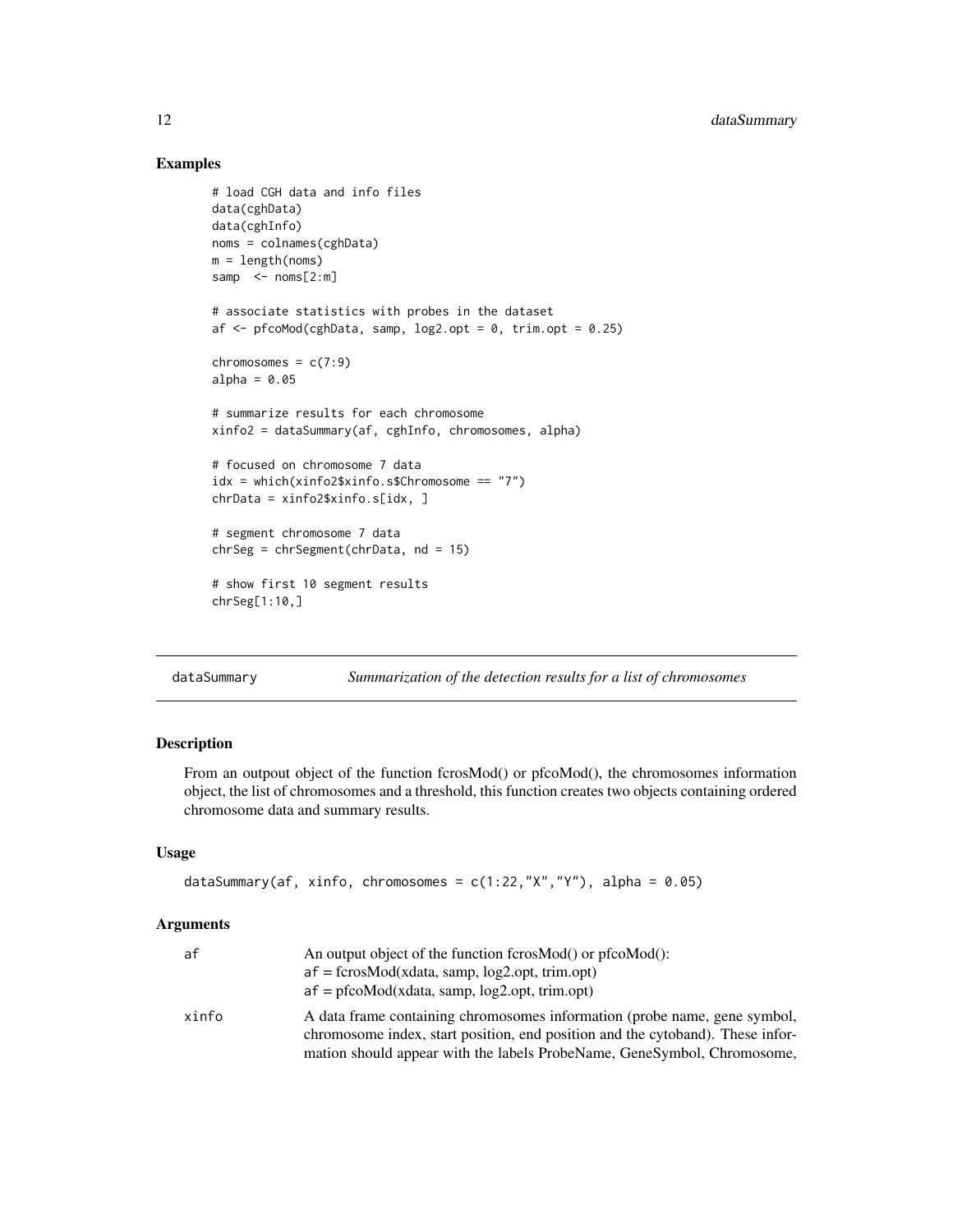## Examples

```
# load CGH data and info files
data(cghData)
data(cghInfo)
noms = colnames(cghData)
m = length(noms)
samp  <- noms[2:m]

# associate statistics with probes in the dataset
af <- pfcoMod(cghData, samp, log2.opt = 0, trim.opt = 0.25)

chromosomes = c(7:9)
alpha = 0.05

# summarize results for each chromosome
xinfo2 = dataSummary(af, cghInfo, chromosomes, alpha)

# focused on chromosome 7 data
idx = which(xinfo2$xinfo.s$Chromosome == "7")
chrData = xinfo2$xinfo.s[idx, ]

# segment chromosome 7 data
chrSeg = chrSegment(chrData, nd = 15)

# show first 10 segment results
chrSeg[1:10,]
```

---

# dataSummary — *Summarization of the detection results for a list of chromosomes*

## Description

From an outpout object of the function fcrosMod() or pfcoMod(), the chromosomes information object, the list of chromosomes and a threshold, this function creates two objects containing ordered chromosome data and summary results.

## Usage

```
dataSummary(af, xinfo, chromosomes = c(1:22,"X","Y"), alpha = 0.05)
```

## Arguments

| | |
|---|---|
| af | An output object of the function fcrosMod() or pfcoMod():<br>`af = fcrosMod(xdata, samp, log2.opt, trim.opt)`<br>`af = pfcoMod(xdata, samp, log2.opt, trim.opt)` |
| xinfo | A data frame containing chromosomes information (probe name, gene symbol, chromosome index, start position, end position and the cytoband). These information should appear with the labels ProbeName, GeneSymbol, Chromosome, |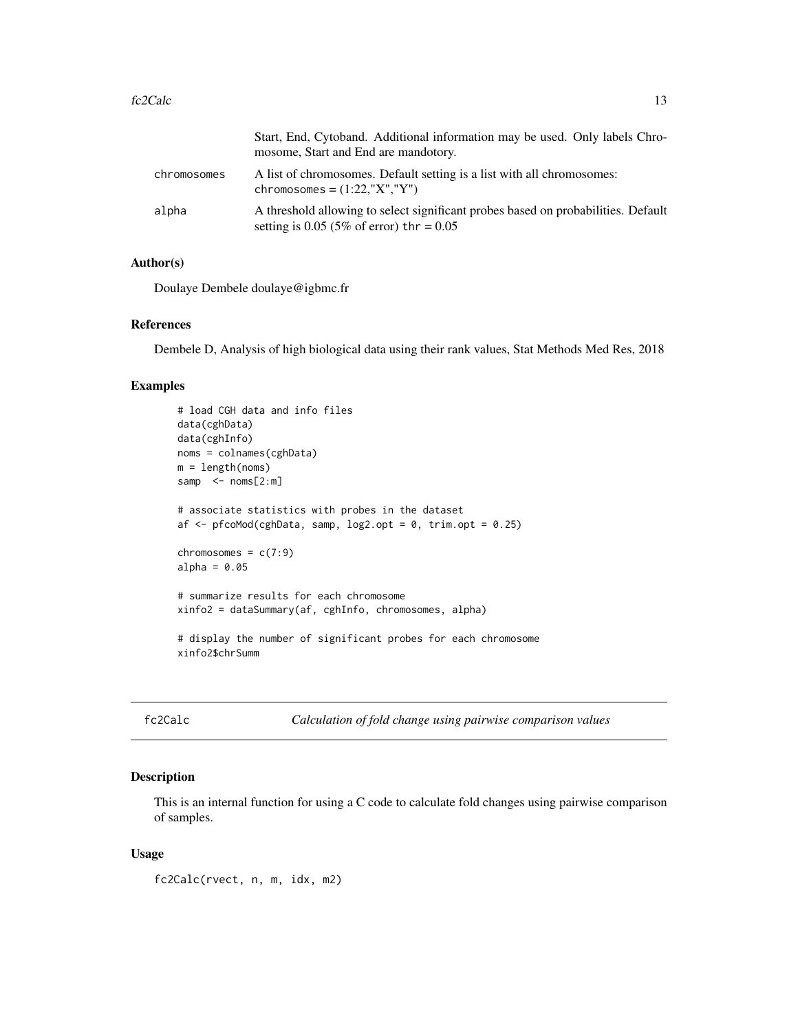|  |  |
| --- | --- |
|  | Start, End, Cytoband. Additional information may be used. Only labels Chromosome, Start and End are mandotory. |
| chromosomes | A list of chromosomes. Default setting is a list with all chromosomes: `chromosomes = (1:22,"X","Y")` |
| alpha | A threshold allowing to select significant probes based on probabilities. Default setting is 0.05 (5% of error) `thr = 0.05` |

### Author(s)

Doulaye Dembele doulaye@igbmc.fr

### References

Dembele D, Analysis of high biological data using their rank values, Stat Methods Med Res, 2018

### Examples

```
# load CGH data and info files
data(cghData)
data(cghInfo)
noms = colnames(cghData)
m = length(noms)
samp  <- noms[2:m]

# associate statistics with probes in the dataset
af <- pfcoMod(cghData, samp, log2.opt = 0, trim.opt = 0.25)

chromosomes = c(7:9)
alpha = 0.05

# summarize results for each chromosome
xinfo2 = dataSummary(af, cghInfo, chromosomes, alpha)

# display the number of significant probes for each chromosome
xinfo2$chrSumm
```

---

## fc2Calc — *Calculation of fold change using pairwise comparison values*

### Description

This is an internal function for using a C code to calculate fold changes using pairwise comparison of samples.

### Usage

```
fc2Calc(rvect, n, m, idx, m2)
```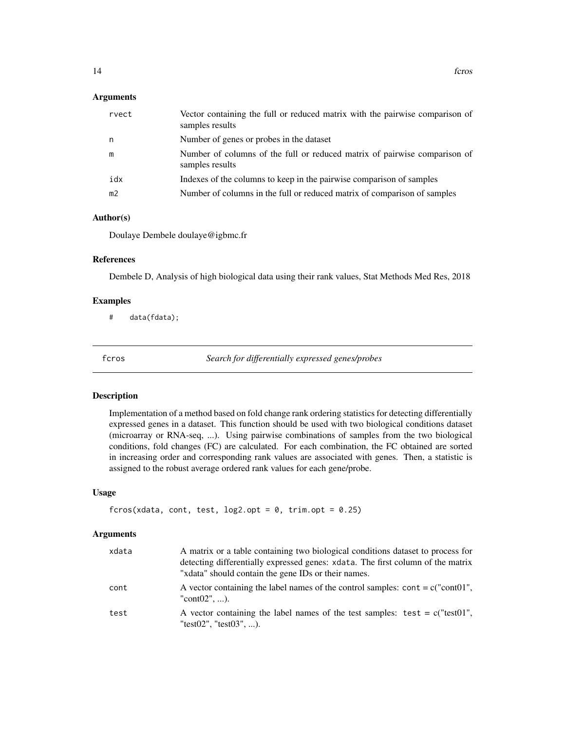### Arguments

| | |
|---|---|
| rvect | Vector containing the full or reduced matrix with the pairwise comparison of samples results |
| n | Number of genes or probes in the dataset |
| m | Number of columns of the full or reduced matrix of pairwise comparison of samples results |
| idx | Indexes of the columns to keep in the pairwise comparison of samples |
| m2 | Number of columns in the full or reduced matrix of comparison of samples |

### Author(s)

Doulaye Dembele doulaye@igbmc.fr

### References

Dembele D, Analysis of high biological data using their rank values, Stat Methods Med Res, 2018

### Examples

```
#    data(fdata);
```

---

## fcros — *Search for differentially expressed genes/probes*

### Description

Implementation of a method based on fold change rank ordering statistics for detecting differentially expressed genes in a dataset. This function should be used with two biological conditions dataset (microarray or RNA-seq, ...). Using pairwise combinations of samples from the two biological conditions, fold changes (FC) are calculated. For each combination, the FC obtained are sorted in increasing order and corresponding rank values are associated with genes. Then, a statistic is assigned to the robust average ordered rank values for each gene/probe.

### Usage

```
fcros(xdata, cont, test, log2.opt = 0, trim.opt = 0.25)
```

### Arguments

| | |
|---|---|
| xdata | A matrix or a table containing two biological conditions dataset to process for detecting differentially expressed genes: `xdata`. The first column of the matrix "xdata" should contain the gene IDs or their names. |
| cont | A vector containing the label names of the control samples: `cont` = c("cont01", "cont02", ...). |
| test | A vector containing the label names of the test samples: `test` = c("test01", "test02", "test03", ...). |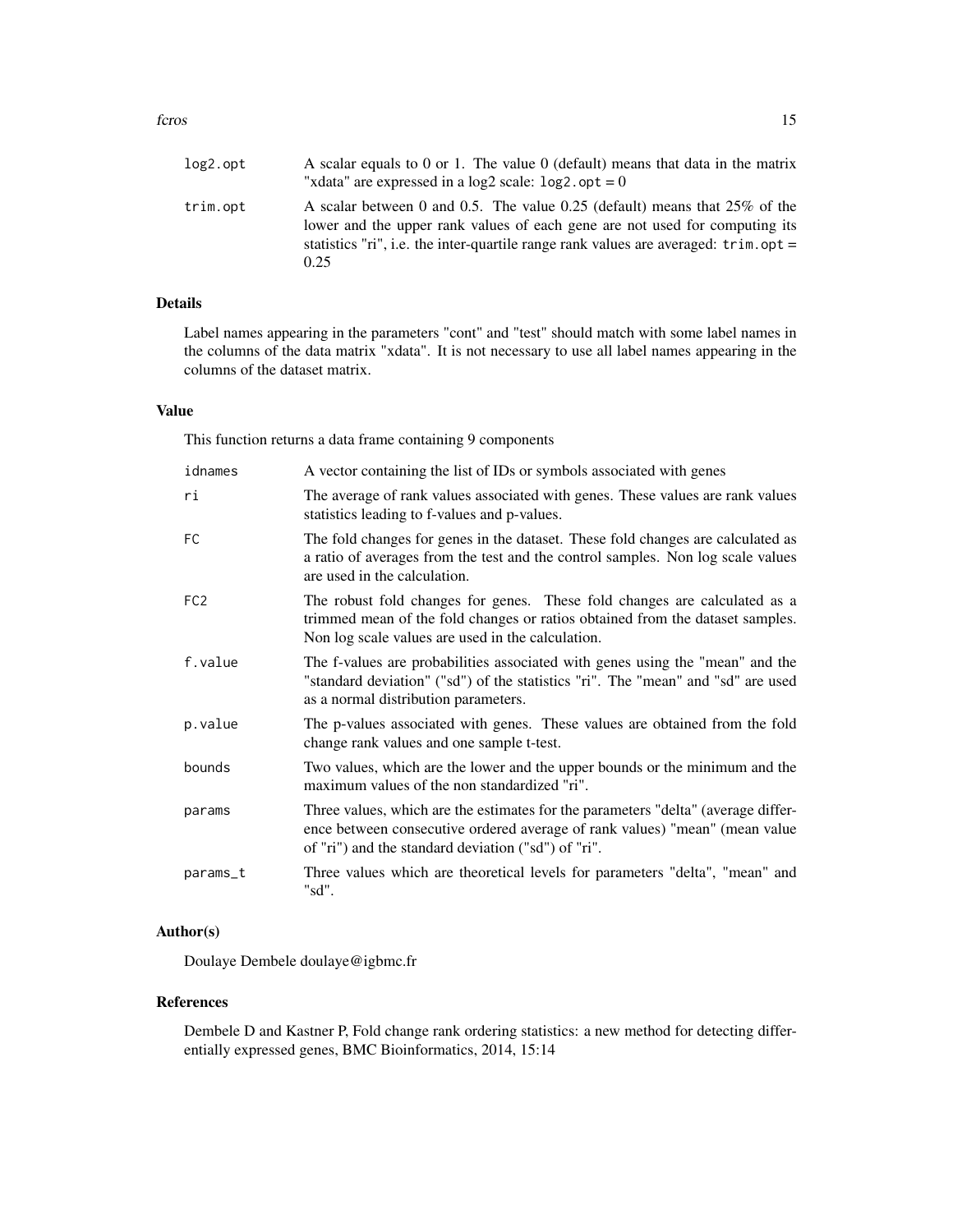| | |
|---|---|
| log2.opt | A scalar equals to 0 or 1. The value 0 (default) means that data in the matrix "xdata" are expressed in a log2 scale: `log2.opt = 0` |
| trim.opt | A scalar between 0 and 0.5. The value 0.25 (default) means that 25% of the lower and the upper rank values of each gene are not used for computing its statistics "ri", i.e. the inter-quartile range rank values are averaged: `trim.opt = 0.25` |

## Details

Label names appearing in the parameters "cont" and "test" should match with some label names in the columns of the data matrix "xdata". It is not necessary to use all label names appearing in the columns of the dataset matrix.

## Value

This function returns a data frame containing 9 components

| | |
|---|---|
| idnames | A vector containing the list of IDs or symbols associated with genes |
| ri | The average of rank values associated with genes. These values are rank values statistics leading to f-values and p-values. |
| FC | The fold changes for genes in the dataset. These fold changes are calculated as a ratio of averages from the test and the control samples. Non log scale values are used in the calculation. |
| FC2 | The robust fold changes for genes. These fold changes are calculated as a trimmed mean of the fold changes or ratios obtained from the dataset samples. Non log scale values are used in the calculation. |
| f.value | The f-values are probabilities associated with genes using the "mean" and the "standard deviation" ("sd") of the statistics "ri". The "mean" and "sd" are used as a normal distribution parameters. |
| p.value | The p-values associated with genes. These values are obtained from the fold change rank values and one sample t-test. |
| bounds | Two values, which are the lower and the upper bounds or the minimum and the maximum values of the non standardized "ri". |
| params | Three values, which are the estimates for the parameters "delta" (average difference between consecutive ordered average of rank values) "mean" (mean value of "ri") and the standard deviation ("sd") of "ri". |
| params_t | Three values which are theoretical levels for parameters "delta", "mean" and "sd". |

## Author(s)

Doulaye Dembele doulaye@igbmc.fr

## References

Dembele D and Kastner P, Fold change rank ordering statistics: a new method for detecting differentially expressed genes, BMC Bioinformatics, 2014, 15:14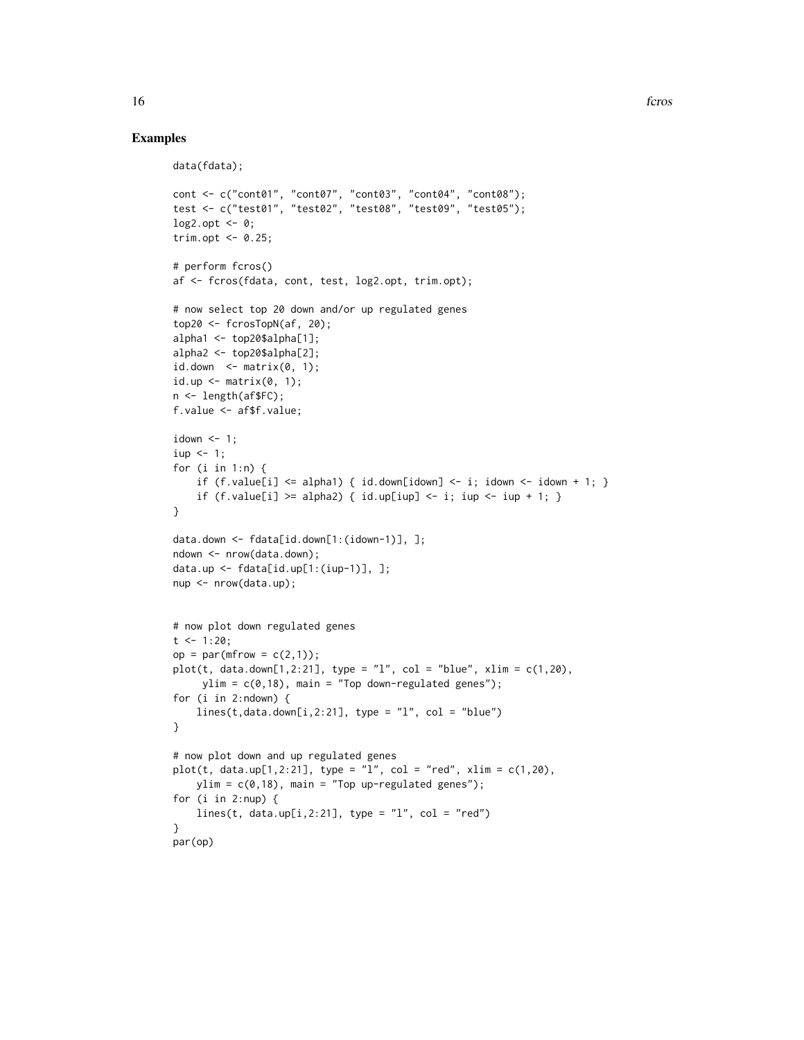## Examples

```
data(fdata);

cont <- c("cont01", "cont07", "cont03", "cont04", "cont08");
test <- c("test01", "test02", "test08", "test09", "test05");
log2.opt <- 0;
trim.opt <- 0.25;

# perform fcros()
af <- fcros(fdata, cont, test, log2.opt, trim.opt);

# now select top 20 down and/or up regulated genes
top20 <- fcrosTopN(af, 20);
alpha1 <- top20$alpha[1];
alpha2 <- top20$alpha[2];
id.down  <- matrix(0, 1);
id.up <- matrix(0, 1);
n <- length(af$FC);
f.value <- af$f.value;

idown <- 1;
iup <- 1;
for (i in 1:n) {
    if (f.value[i] <= alpha1) { id.down[idown] <- i; idown <- idown + 1; }
    if (f.value[i] >= alpha2) { id.up[iup] <- i; iup <- iup + 1; }
}

data.down <- fdata[id.down[1:(idown-1)], ];
ndown <- nrow(data.down);
data.up <- fdata[id.up[1:(iup-1)], ];
nup <- nrow(data.up);


# now plot down regulated genes
t <- 1:20;
op = par(mfrow = c(2,1));
plot(t, data.down[1,2:21], type = "l", col = "blue", xlim = c(1,20),
     ylim = c(0,18), main = "Top down-regulated genes");
for (i in 2:ndown) {
    lines(t,data.down[i,2:21], type = "l", col = "blue")
}

# now plot down and up regulated genes
plot(t, data.up[1,2:21], type = "l", col = "red", xlim = c(1,20),
    ylim = c(0,18), main = "Top up-regulated genes");
for (i in 2:nup) {
    lines(t, data.up[i,2:21], type = "l", col = "red")
}
par(op)
```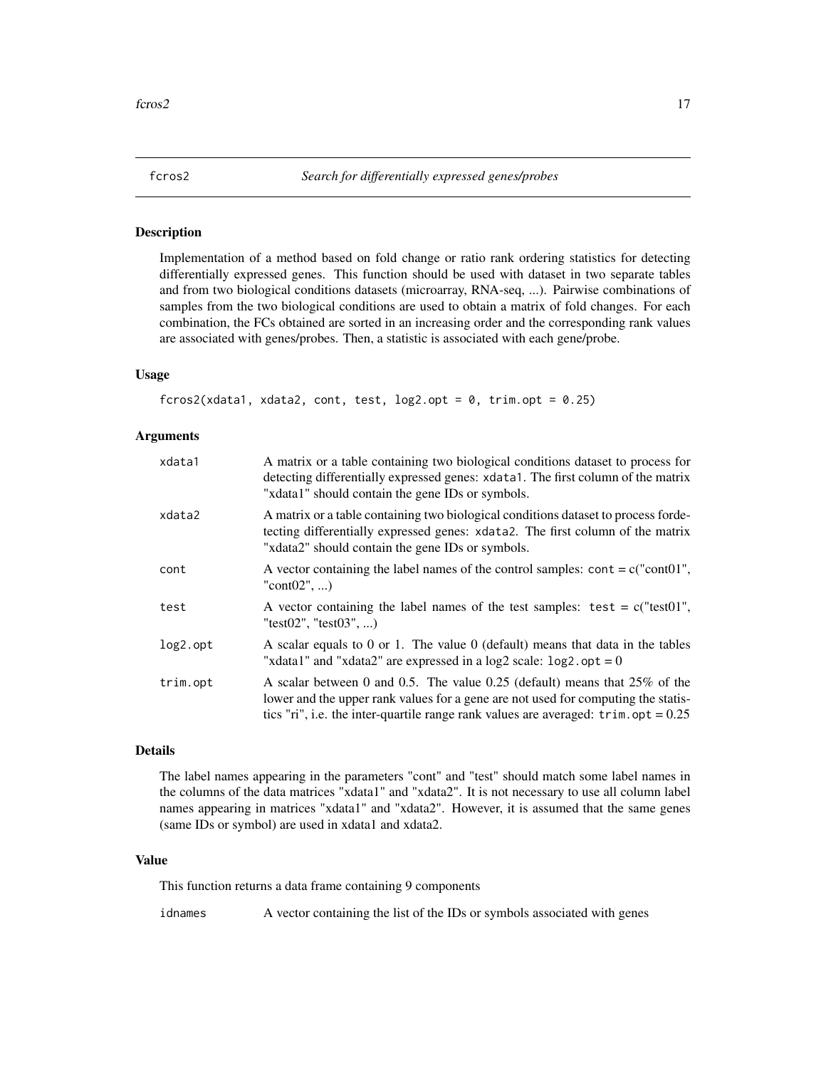## fcros2 *Search for differentially expressed genes/probes*

### Description

Implementation of a method based on fold change or ratio rank ordering statistics for detecting differentially expressed genes. This function should be used with dataset in two separate tables and from two biological conditions datasets (microarray, RNA-seq, ...). Pairwise combinations of samples from the two biological conditions are used to obtain a matrix of fold changes. For each combination, the FCs obtained are sorted in an increasing order and the corresponding rank values are associated with genes/probes. Then, a statistic is associated with each gene/probe.

### Usage

```
fcros2(xdata1, xdata2, cont, test, log2.opt = 0, trim.opt = 0.25)
```

### Arguments

| | |
|---|---|
| `xdata1` | A matrix or a table containing two biological conditions dataset to process for detecting differentially expressed genes: `xdata1`. The first column of the matrix "xdata1" should contain the gene IDs or symbols. |
| `xdata2` | A matrix or a table containing two biological conditions dataset to process fordetecting differentially expressed genes: `xdata2`. The first column of the matrix "xdata2" should contain the gene IDs or symbols. |
| `cont` | A vector containing the label names of the control samples: `cont` = c("cont01", "cont02", ...) |
| `test` | A vector containing the label names of the test samples: `test` = c("test01", "test02", "test03", ...) |
| `log2.opt` | A scalar equals to 0 or 1. The value 0 (default) means that data in the tables "xdata1" and "xdata2" are expressed in a log2 scale: `log2.opt` = 0 |
| `trim.opt` | A scalar between 0 and 0.5. The value 0.25 (default) means that 25% of the lower and the upper rank values for a gene are not used for computing the statistics "ri", i.e. the inter-quartile range rank values are averaged: `trim.opt` = 0.25 |

### Details

The label names appearing in the parameters "cont" and "test" should match some label names in the columns of the data matrices "xdata1" and "xdata2". It is not necessary to use all column label names appearing in matrices "xdata1" and "xdata2". However, it is assumed that the same genes (same IDs or symbol) are used in xdata1 and xdata2.

### Value

This function returns a data frame containing 9 components

| | |
|---|---|
| `idnames` | A vector containing the list of the IDs or symbols associated with genes |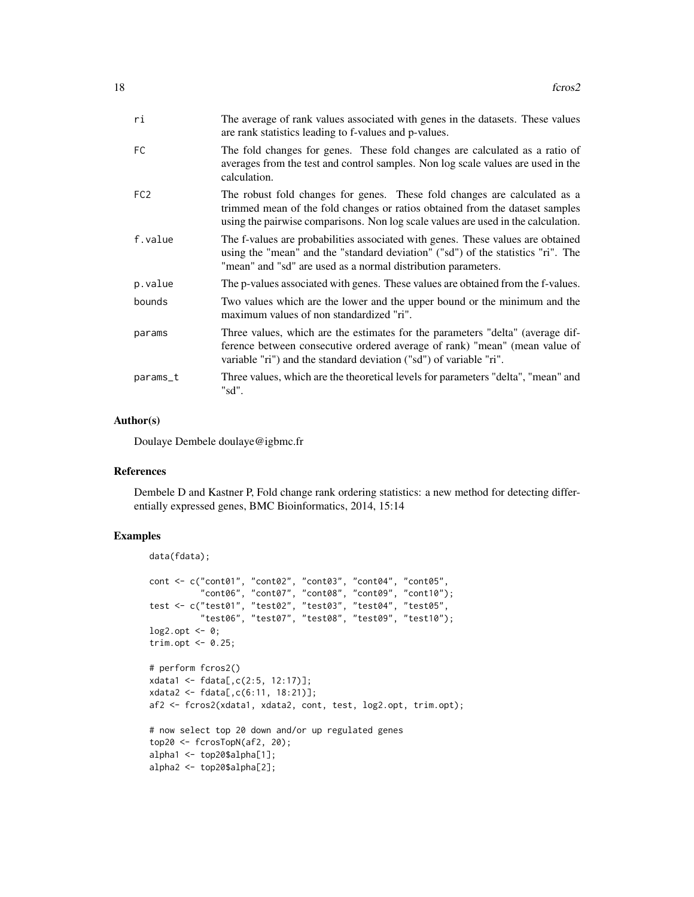| | |
|---|---|
| ri | The average of rank values associated with genes in the datasets. These values are rank statistics leading to f-values and p-values. |
| FC | The fold changes for genes. These fold changes are calculated as a ratio of averages from the test and control samples. Non log scale values are used in the calculation. |
| FC2 | The robust fold changes for genes. These fold changes are calculated as a trimmed mean of the fold changes or ratios obtained from the dataset samples using the pairwise comparisons. Non log scale values are used in the calculation. |
| f.value | The f-values are probabilities associated with genes. These values are obtained using the "mean" and the "standard deviation" ("sd") of the statistics "ri". The "mean" and "sd" are used as a normal distribution parameters. |
| p.value | The p-values associated with genes. These values are obtained from the f-values. |
| bounds | Two values which are the lower and the upper bound or the minimum and the maximum values of non standardized "ri". |
| params | Three values, which are the estimates for the parameters "delta" (average difference between consecutive ordered average of rank) "mean" (mean value of variable "ri") and the standard deviation ("sd") of variable "ri". |
| params_t | Three values, which are the theoretical levels for parameters "delta", "mean" and "sd". |

## Author(s)

Doulaye Dembele doulaye@igbmc.fr

## References

Dembele D and Kastner P, Fold change rank ordering statistics: a new method for detecting differentially expressed genes, BMC Bioinformatics, 2014, 15:14

## Examples

```
data(fdata);

cont <- c("cont01", "cont02", "cont03", "cont04", "cont05",
          "cont06", "cont07", "cont08", "cont09", "cont10");
test <- c("test01", "test02", "test03", "test04", "test05",
          "test06", "test07", "test08", "test09", "test10");
log2.opt <- 0;
trim.opt <- 0.25;

# perform fcros2()
xdata1 <- fdata[,c(2:5, 12:17)];
xdata2 <- fdata[,c(6:11, 18:21)];
af2 <- fcros2(xdata1, xdata2, cont, test, log2.opt, trim.opt);

# now select top 20 down and/or up regulated genes
top20 <- fcrosTopN(af2, 20);
alpha1 <- top20$alpha[1];
alpha2 <- top20$alpha[2];
```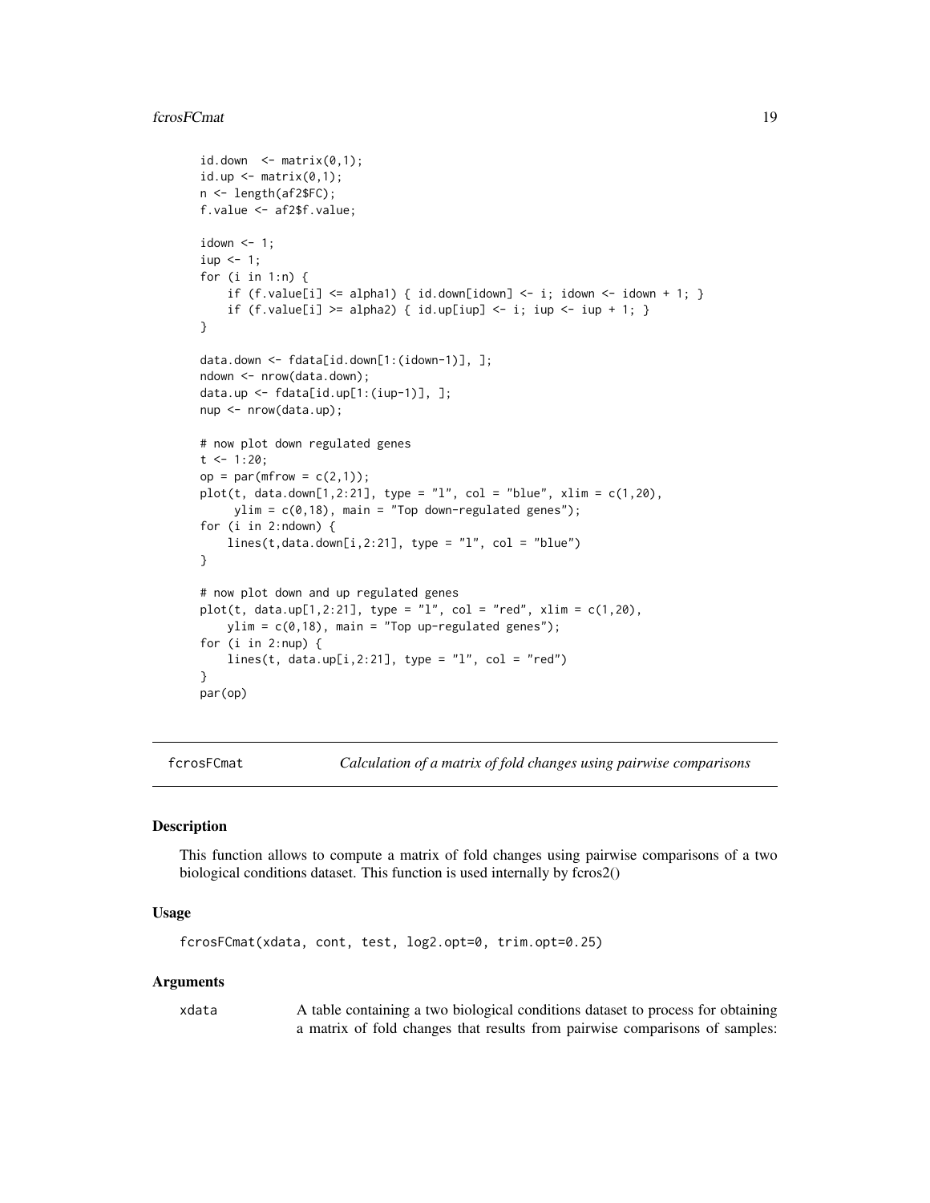```
id.down  <- matrix(0,1);
id.up <- matrix(0,1);
n <- length(af2$FC);
f.value <- af2$f.value;

idown <- 1;
iup <- 1;
for (i in 1:n) {
    if (f.value[i] <= alpha1) { id.down[idown] <- i; idown <- idown + 1; }
    if (f.value[i] >= alpha2) { id.up[iup] <- i; iup <- iup + 1; }
}

data.down <- fdata[id.down[1:(idown-1)], ];
ndown <- nrow(data.down);
data.up <- fdata[id.up[1:(iup-1)], ];
nup <- nrow(data.up);

# now plot down regulated genes
t <- 1:20;
op = par(mfrow = c(2,1));
plot(t, data.down[1,2:21], type = "l", col = "blue", xlim = c(1,20),
     ylim = c(0,18), main = "Top down-regulated genes");
for (i in 2:ndown) {
    lines(t,data.down[i,2:21], type = "l", col = "blue")
}

# now plot down and up regulated genes
plot(t, data.up[1,2:21], type = "l", col = "red", xlim = c(1,20),
    ylim = c(0,18), main = "Top up-regulated genes");
for (i in 2:nup) {
    lines(t, data.up[i,2:21], type = "l", col = "red")
}
par(op)
```

---

## fcrosFCmat — *Calculation of a matrix of fold changes using pairwise comparisons*

---

### Description

This function allows to compute a matrix of fold changes using pairwise comparisons of a two biological conditions dataset. This function is used internally by fcros2()

### Usage

```
fcrosFCmat(xdata, cont, test, log2.opt=0, trim.opt=0.25)
```

### Arguments

`xdata` A table containing a two biological conditions dataset to process for obtaining a matrix of fold changes that results from pairwise comparisons of samples: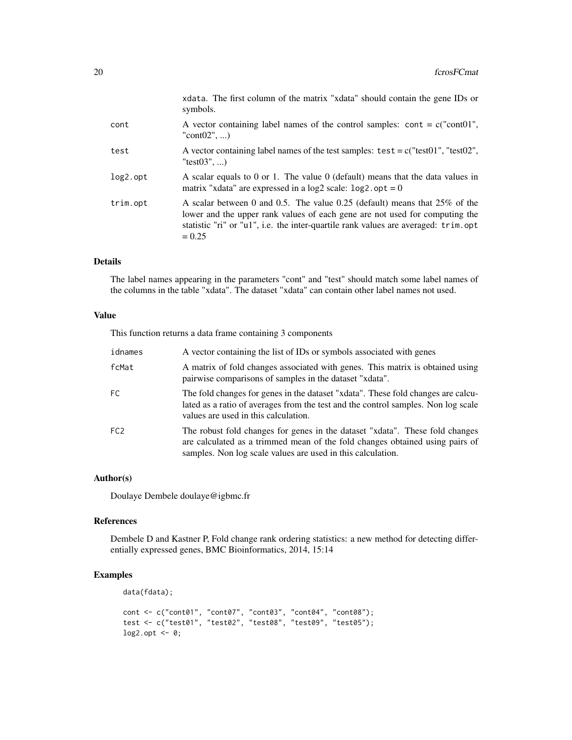| | |
|---|---|
| | xdata. The first column of the matrix "xdata" should contain the gene IDs or symbols. |
| cont | A vector containing label names of the control samples: cont = c("cont01", "cont02", ...) |
| test | A vector containing label names of the test samples: test = c("test01", "test02", "test03", ...) |
| log2.opt | A scalar equals to 0 or 1. The value 0 (default) means that the data values in matrix "xdata" are expressed in a log2 scale: log2.opt = 0 |
| trim.opt | A scalar between 0 and 0.5. The value 0.25 (default) means that 25% of the lower and the upper rank values of each gene are not used for computing the statistic "ri" or "u1", i.e. the inter-quartile rank values are averaged: trim.opt = 0.25 |

## Details

The label names appearing in the parameters "cont" and "test" should match some label names of the columns in the table "xdata". The dataset "xdata" can contain other label names not used.

## Value

This function returns a data frame containing 3 components

| | |
|---|---|
| idnames | A vector containing the list of IDs or symbols associated with genes |
| fcMat | A matrix of fold changes associated with genes. This matrix is obtained using pairwise comparisons of samples in the dataset "xdata". |
| FC | The fold changes for genes in the dataset "xdata". These fold changes are calculated as a ratio of averages from the test and the control samples. Non log scale values are used in this calculation. |
| FC2 | The robust fold changes for genes in the dataset "xdata". These fold changes are calculated as a trimmed mean of the fold changes obtained using pairs of samples. Non log scale values are used in this calculation. |

## Author(s)

Doulaye Dembele doulaye@igbmc.fr

## References

Dembele D and Kastner P, Fold change rank ordering statistics: a new method for detecting differentially expressed genes, BMC Bioinformatics, 2014, 15:14

## Examples

```
data(fdata);

cont <- c("cont01", "cont07", "cont03", "cont04", "cont08");
test <- c("test01", "test02", "test08", "test09", "test05");
log2.opt <- 0;
```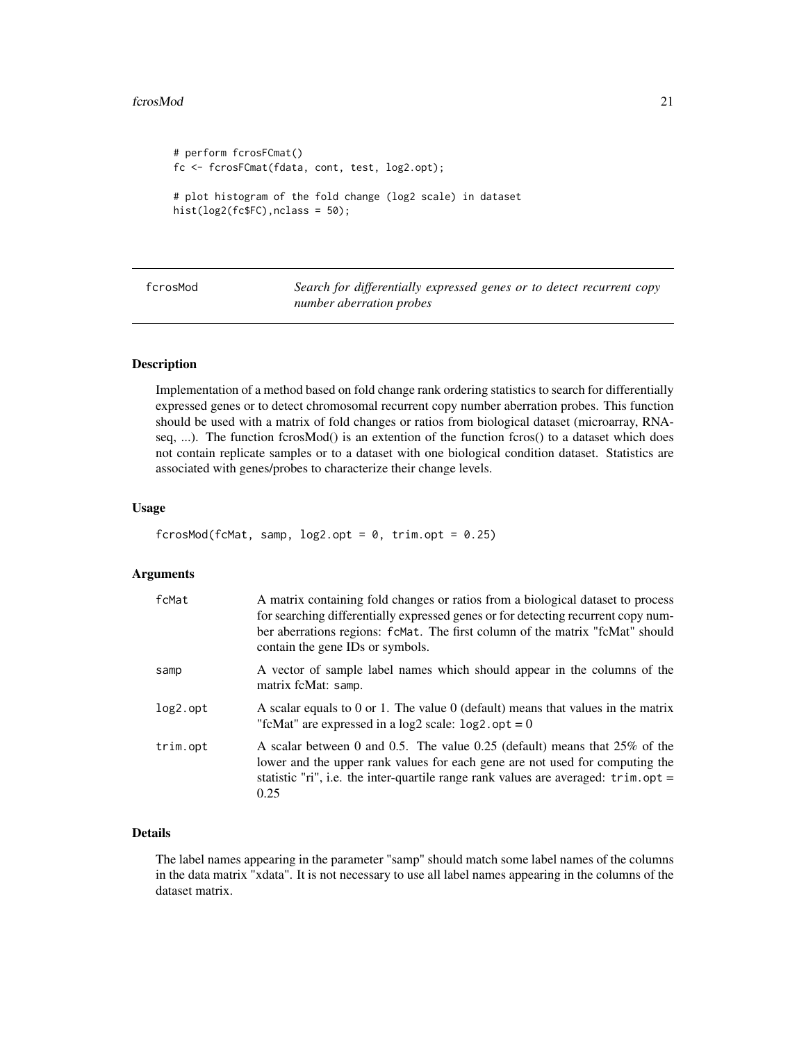```
# perform fcrosFCmat()
fc <- fcrosFCmat(fdata, cont, test, log2.opt);

# plot histogram of the fold change (log2 scale) in dataset
hist(log2(fc$FC),nclass = 50);
```

## fcrosMod *Search for differentially expressed genes or to detect recurrent copy number aberration probes*

### Description

Implementation of a method based on fold change rank ordering statistics to search for differentially expressed genes or to detect chromosomal recurrent copy number aberration probes. This function should be used with a matrix of fold changes or ratios from biological dataset (microarray, RNA-seq, ...). The function fcrosMod() is an extention of the function fcros() to a dataset which does not contain replicate samples or to a dataset with one biological condition dataset. Statistics are associated with genes/probes to characterize their change levels.

### Usage

```
fcrosMod(fcMat, samp, log2.opt = 0, trim.opt = 0.25)
```

### Arguments

| | |
|---|---|
| `fcMat` | A matrix containing fold changes or ratios from a biological dataset to process for searching differentially expressed genes or for detecting recurrent copy number aberrations regions: `fcMat`. The first column of the matrix "fcMat" should contain the gene IDs or symbols. |
| `samp` | A vector of sample label names which should appear in the columns of the matrix fcMat: `samp`. |
| `log2.opt` | A scalar equals to 0 or 1. The value 0 (default) means that values in the matrix "fcMat" are expressed in a log2 scale: `log2.opt = 0` |
| `trim.opt` | A scalar between 0 and 0.5. The value 0.25 (default) means that 25% of the lower and the upper rank values for each gene are not used for computing the statistic "ri", i.e. the inter-quartile range rank values are averaged: `trim.opt = 0.25` |

### Details

The label names appearing in the parameter "samp" should match some label names of the columns in the data matrix "xdata". It is not necessary to use all label names appearing in the columns of the dataset matrix.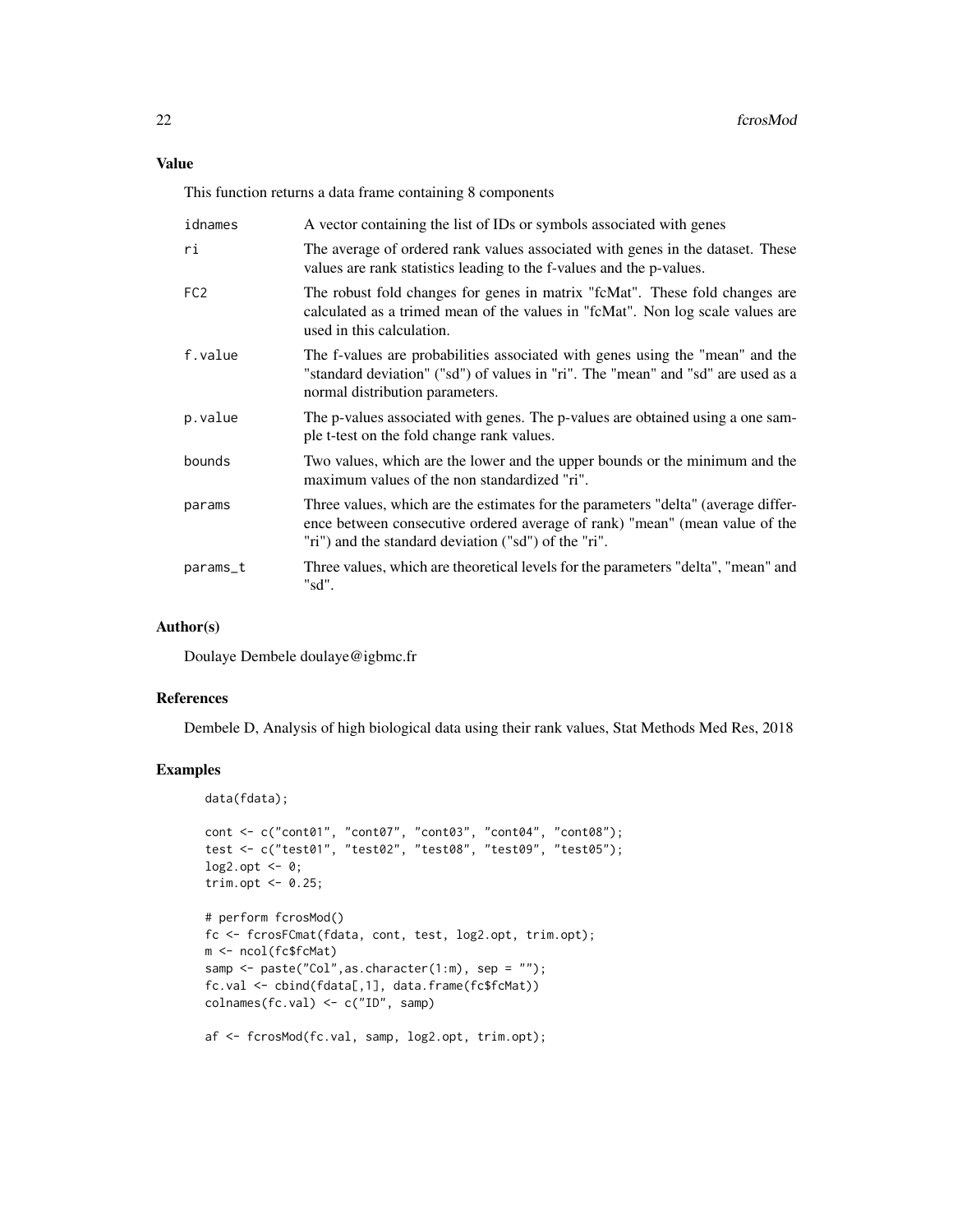### Value

This function returns a data frame containing 8 components

| | |
|---|---|
| idnames | A vector containing the list of IDs or symbols associated with genes |
| ri | The average of ordered rank values associated with genes in the dataset. These values are rank statistics leading to the f-values and the p-values. |
| FC2 | The robust fold changes for genes in matrix "fcMat". These fold changes are calculated as a trimed mean of the values in "fcMat". Non log scale values are used in this calculation. |
| f.value | The f-values are probabilities associated with genes using the "mean" and the "standard deviation" ("sd") of values in "ri". The "mean" and "sd" are used as a normal distribution parameters. |
| p.value | The p-values associated with genes. The p-values are obtained using a one sample t-test on the fold change rank values. |
| bounds | Two values, which are the lower and the upper bounds or the minimum and the maximum values of the non standardized "ri". |
| params | Three values, which are the estimates for the parameters "delta" (average difference between consecutive ordered average of rank) "mean" (mean value of the "ri") and the standard deviation ("sd") of the "ri". |
| params_t | Three values, which are theoretical levels for the parameters "delta", "mean" and "sd". |

### Author(s)

Doulaye Dembele doulaye@igbmc.fr

### References

Dembele D, Analysis of high biological data using their rank values, Stat Methods Med Res, 2018

### Examples

```
data(fdata);

cont <- c("cont01", "cont07", "cont03", "cont04", "cont08");
test <- c("test01", "test02", "test08", "test09", "test05");
log2.opt <- 0;
trim.opt <- 0.25;

# perform fcrosMod()
fc <- fcrosFCmat(fdata, cont, test, log2.opt, trim.opt);
m <- ncol(fc$fcMat)
samp <- paste("Col",as.character(1:m), sep = "");
fc.val <- cbind(fdata[,1], data.frame(fc$fcMat))
colnames(fc.val) <- c("ID", samp)

af <- fcrosMod(fc.val, samp, log2.opt, trim.opt);
```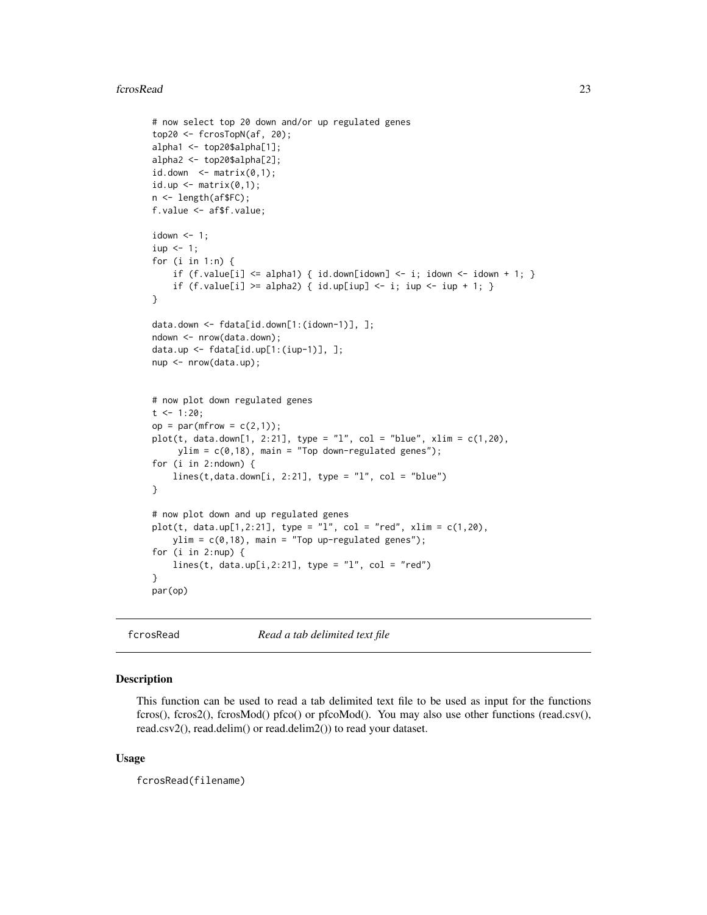```
# now select top 20 down and/or up regulated genes
top20 <- fcrosTopN(af, 20);
alpha1 <- top20$alpha[1];
alpha2 <- top20$alpha[2];
id.down  <- matrix(0,1);
id.up <- matrix(0,1);
n <- length(af$FC);
f.value <- af$f.value;

idown <- 1;
iup <- 1;
for (i in 1:n) {
    if (f.value[i] <= alpha1) { id.down[idown] <- i; idown <- idown + 1; }
    if (f.value[i] >= alpha2) { id.up[iup] <- i; iup <- iup + 1; }
}

data.down <- fdata[id.down[1:(idown-1)], ];
ndown <- nrow(data.down);
data.up <- fdata[id.up[1:(iup-1)], ];
nup <- nrow(data.up);


# now plot down regulated genes
t <- 1:20;
op = par(mfrow = c(2,1));
plot(t, data.down[1, 2:21], type = "l", col = "blue", xlim = c(1,20),
     ylim = c(0,18), main = "Top down-regulated genes");
for (i in 2:ndown) {
    lines(t,data.down[i, 2:21], type = "l", col = "blue")
}

# now plot down and up regulated genes
plot(t, data.up[1,2:21], type = "l", col = "red", xlim = c(1,20),
    ylim = c(0,18), main = "Top up-regulated genes");
for (i in 2:nup) {
    lines(t, data.up[i,2:21], type = "l", col = "red")
}
par(op)
```

## fcrosRead *Read a tab delimited text file*

### Description

This function can be used to read a tab delimited text file to be used as input for the functions fcros(), fcros2(), fcrosMod() pfco() or pfcoMod(). You may also use other functions (read.csv(), read.csv2(), read.delim() or read.delim2()) to read your dataset.

### Usage

```
fcrosRead(filename)
```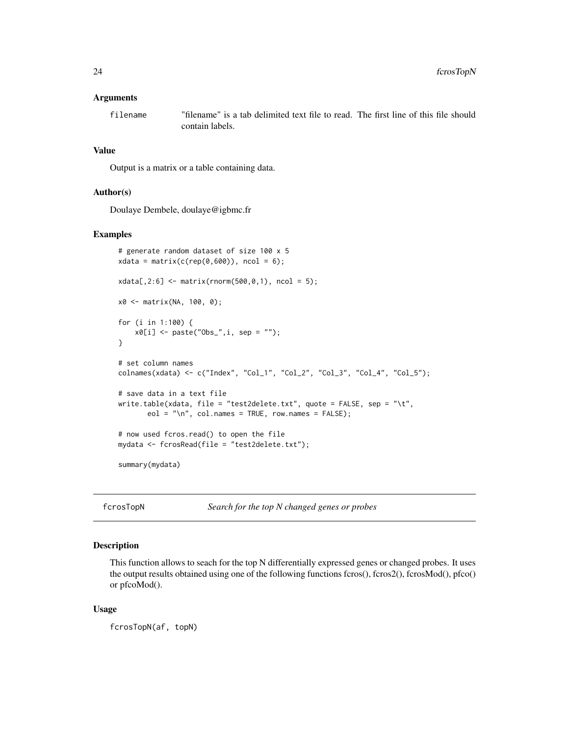### Arguments

filename "filename" is a tab delimited text file to read. The first line of this file should contain labels.

### Value

Output is a matrix or a table containing data.

### Author(s)

Doulaye Dembele, doulaye@igbmc.fr

### Examples

```
# generate random dataset of size 100 x 5
xdata = matrix(c(rep(0,600)), ncol = 6);

xdata[,2:6] <- matrix(rnorm(500,0,1), ncol = 5);

x0 <- matrix(NA, 100, 0);

for (i in 1:100) {
    x0[i] <- paste("Obs_",i, sep = "");
}

# set column names
colnames(xdata) <- c("Index", "Col_1", "Col_2", "Col_3", "Col_4", "Col_5");

# save data in a text file
write.table(xdata, file = "test2delete.txt", quote = FALSE, sep = "\t",
       eol = "\n", col.names = TRUE, row.names = FALSE);

# now used fcros.read() to open the file
mydata <- fcrosRead(file = "test2delete.txt");

summary(mydata)
```

## fcrosTopN *Search for the top N changed genes or probes*

### Description

This function allows to seach for the top N differentially expressed genes or changed probes. It uses the output results obtained using one of the following functions fcros(), fcros2(), fcrosMod(), pfco() or pfcoMod().

### Usage

```
fcrosTopN(af, topN)
```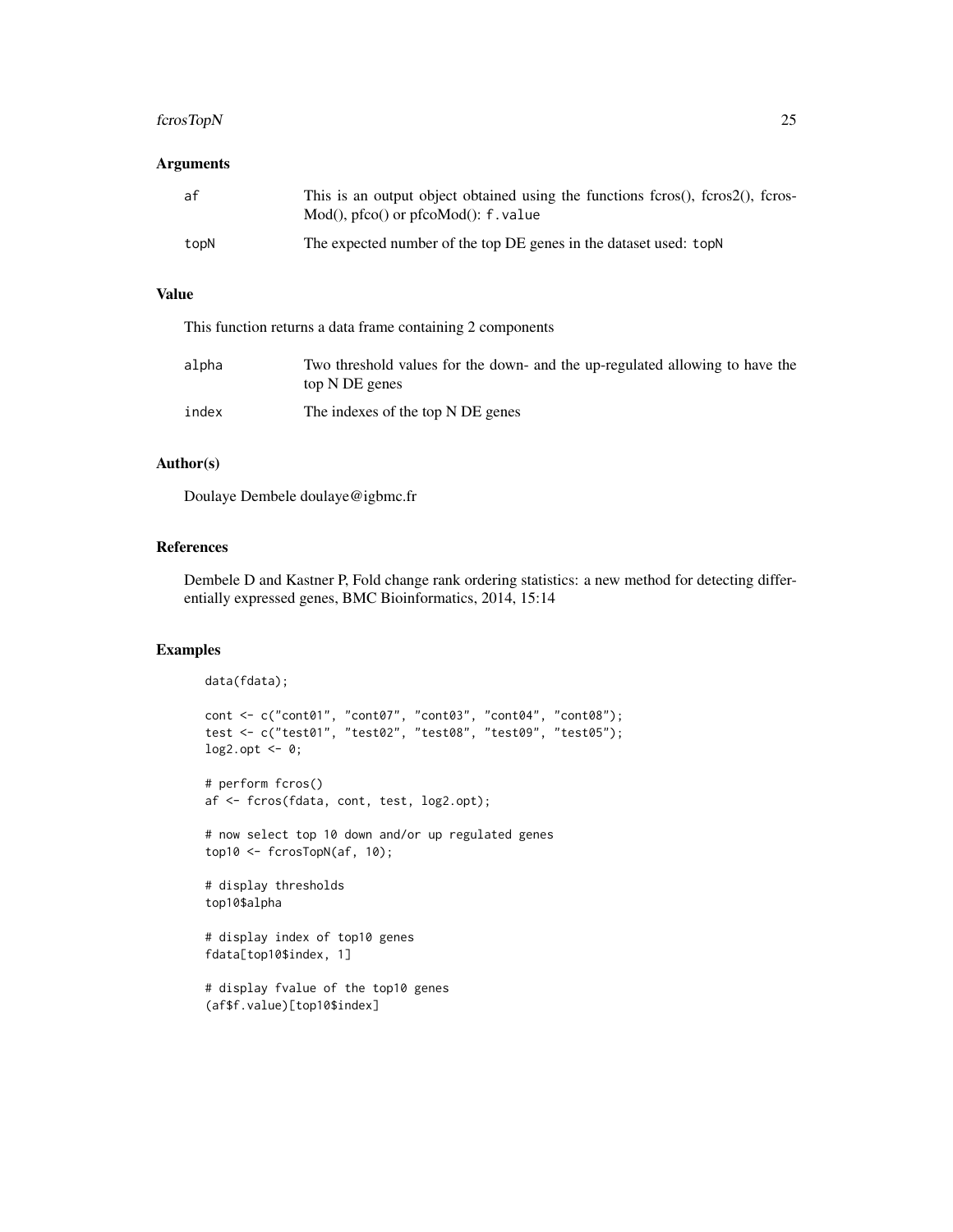## Arguments

af This is an output object obtained using the functions fcros(), fcros2(), fcrosMod(), pfco() or pfcoMod(): `f.value`

topN The expected number of the top DE genes in the dataset used: `topN`

## Value

This function returns a data frame containing 2 components

alpha Two threshold values for the down- and the up-regulated allowing to have the top N DE genes

index The indexes of the top N DE genes

## Author(s)

Doulaye Dembele doulaye@igbmc.fr

## References

Dembele D and Kastner P, Fold change rank ordering statistics: a new method for detecting differentially expressed genes, BMC Bioinformatics, 2014, 15:14

## Examples

```
data(fdata);

cont <- c("cont01", "cont07", "cont03", "cont04", "cont08");
test <- c("test01", "test02", "test08", "test09", "test05");
log2.opt <- 0;

# perform fcros()
af <- fcros(fdata, cont, test, log2.opt);

# now select top 10 down and/or up regulated genes
top10 <- fcrosTopN(af, 10);

# display thresholds
top10$alpha

# display index of top10 genes
fdata[top10$index, 1]

# display fvalue of the top10 genes
(af$f.value)[top10$index]
```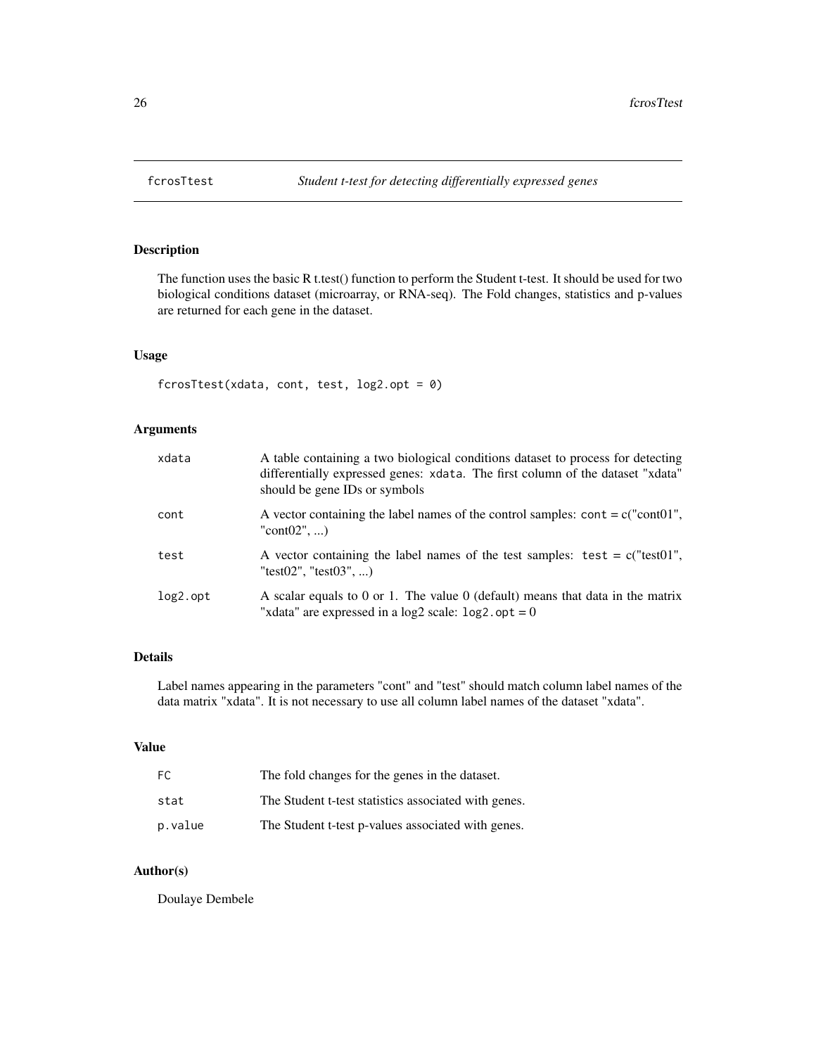# fcrosTtest

*Student t-test for detecting differentially expressed genes*

## Description

The function uses the basic R t.test() function to perform the Student t-test. It should be used for two biological conditions dataset (microarray, or RNA-seq). The Fold changes, statistics and p-values are returned for each gene in the dataset.

## Usage

```
fcrosTtest(xdata, cont, test, log2.opt = 0)
```

## Arguments

| | |
|---|---|
| xdata | A table containing a two biological conditions dataset to process for detecting differentially expressed genes: `xdata`. The first column of the dataset "xdata" should be gene IDs or symbols |
| cont | A vector containing the label names of the control samples: `cont` = c("cont01", "cont02", ...) |
| test | A vector containing the label names of the test samples: `test` = c("test01", "test02", "test03", ...) |
| log2.opt | A scalar equals to 0 or 1. The value 0 (default) means that data in the matrix "xdata" are expressed in a log2 scale: `log2.opt` = 0 |

## Details

Label names appearing in the parameters "cont" and "test" should match column label names of the data matrix "xdata". It is not necessary to use all column label names of the dataset "xdata".

## Value

| | |
|---|---|
| FC | The fold changes for the genes in the dataset. |
| stat | The Student t-test statistics associated with genes. |
| p.value | The Student t-test p-values associated with genes. |

## Author(s)

Doulaye Dembele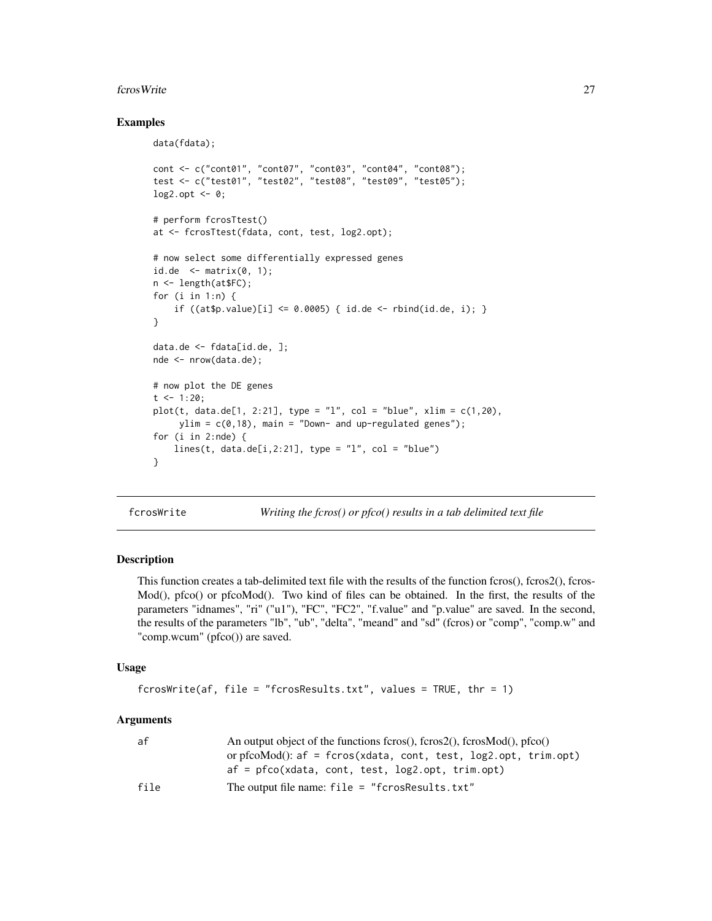## Examples

```
data(fdata);

cont <- c("cont01", "cont07", "cont03", "cont04", "cont08");
test <- c("test01", "test02", "test08", "test09", "test05");
log2.opt <- 0;

# perform fcrosTtest()
at <- fcrosTtest(fdata, cont, test, log2.opt);

# now select some differentially expressed genes
id.de  <- matrix(0, 1);
n <- length(at$FC);
for (i in 1:n) {
    if ((at$p.value)[i] <= 0.0005) { id.de <- rbind(id.de, i); }
}

data.de <- fdata[id.de, ];
nde <- nrow(data.de);

# now plot the DE genes
t <- 1:20;
plot(t, data.de[1, 2:21], type = "l", col = "blue", xlim = c(1,20),
     ylim = c(0,18), main = "Down- and up-regulated genes");
for (i in 2:nde) {
    lines(t, data.de[i,2:21], type = "l", col = "blue")
}
```

---

# fcrosWrite — *Writing the fcros() or pfco() results in a tab delimited text file*

## Description

This function creates a tab-delimited text file with the results of the function fcros(), fcros2(), fcrosMod(), pfco() or pfcoMod(). Two kind of files can be obtained. In the first, the results of the parameters "idnames", "ri" ("u1"), "FC", "FC2", "f.value" and "p.value" are saved. In the second, the results of the parameters "lb", "ub", "delta", "meand" and "sd" (fcros) or "comp", "comp.w" and "comp.wcum" (pfco()) are saved.

## Usage

```
fcrosWrite(af, file = "fcrosResults.txt", values = TRUE, thr = 1)
```

## Arguments

| | |
|---|---|
| `af` | An output object of the functions fcros(), fcros2(), fcrosMod(), pfco() or pfcoMod(): `af = fcros(xdata, cont, test, log2.opt, trim.opt)` `af = pfco(xdata, cont, test, log2.opt, trim.opt)` |
| `file` | The output file name: `file = "fcrosResults.txt"` |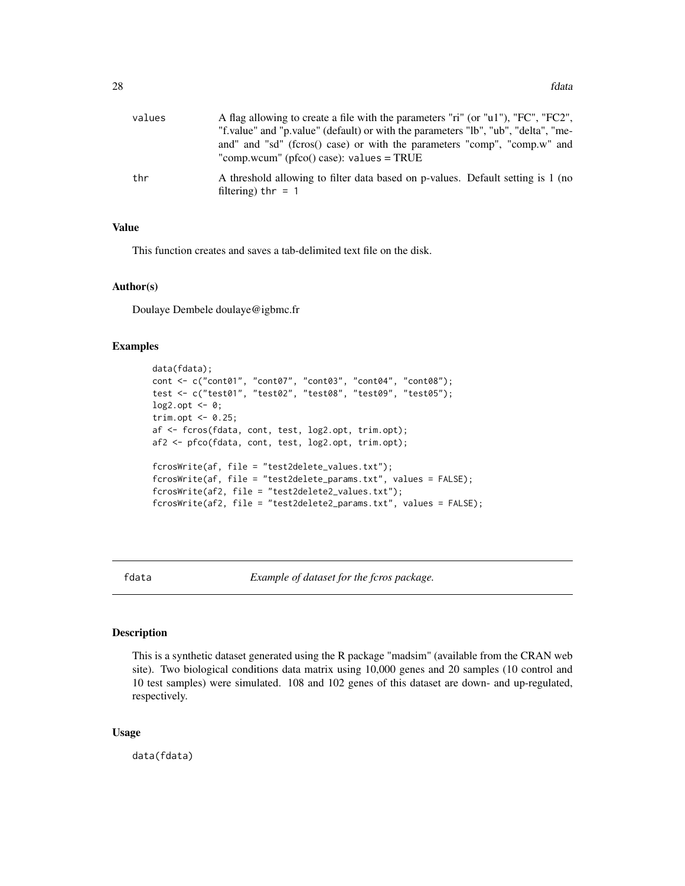| | |
|---|---|
| values | A flag allowing to create a file with the parameters "ri" (or "u1"), "FC", "FC2", "f.value" and "p.value" (default) or with the parameters "lb", "ub", "delta", "meand" and "sd" (fcros() case) or with the parameters "comp", "comp.w" and "comp.wcum" (pfco() case): `values = TRUE` |
| thr | A threshold allowing to filter data based on p-values. Default setting is 1 (no filtering) `thr = 1` |

### Value

This function creates and saves a tab-delimited text file on the disk.

### Author(s)

Doulaye Dembele doulaye@igbmc.fr

### Examples

```
data(fdata);
cont <- c("cont01", "cont07", "cont03", "cont04", "cont08");
test <- c("test01", "test02", "test08", "test09", "test05");
log2.opt <- 0;
trim.opt <- 0.25;
af <- fcros(fdata, cont, test, log2.opt, trim.opt);
af2 <- pfco(fdata, cont, test, log2.opt, trim.opt);

fcrosWrite(af, file = "test2delete_values.txt");
fcrosWrite(af, file = "test2delete_params.txt", values = FALSE);
fcrosWrite(af2, file = "test2delete2_values.txt");
fcrosWrite(af2, file = "test2delete2_params.txt", values = FALSE);
```

---

## fdata *Example of dataset for the fcros package.*

---

### Description

This is a synthetic dataset generated using the R package "madsim" (available from the CRAN web site). Two biological conditions data matrix using 10,000 genes and 20 samples (10 control and 10 test samples) were simulated. 108 and 102 genes of this dataset are down- and up-regulated, respectively.

### Usage

```
data(fdata)
```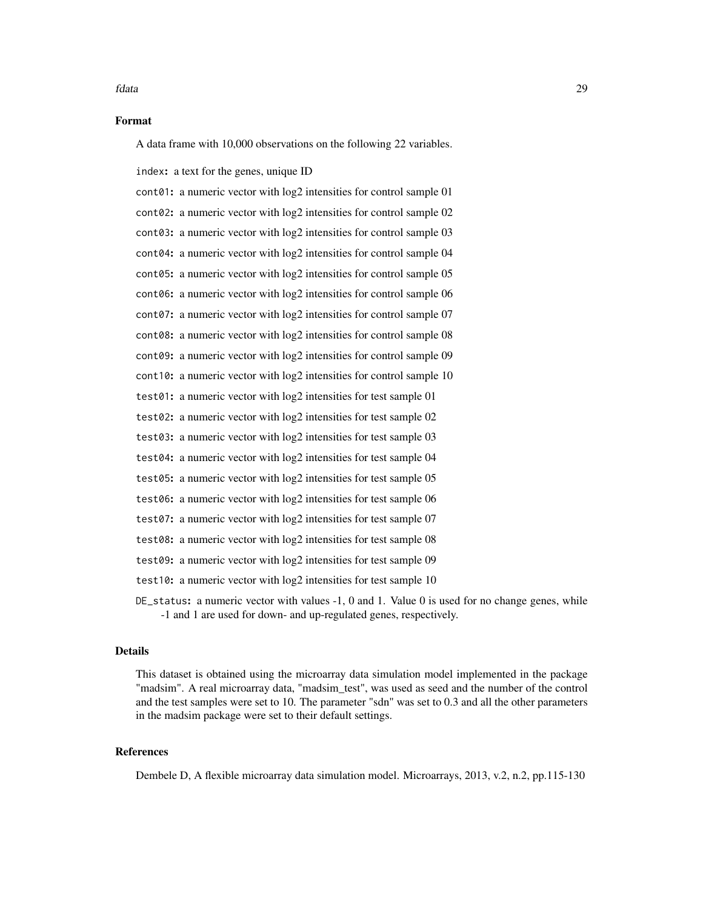## Format

A data frame with 10,000 observations on the following 22 variables.

`index`: a text for the genes, unique ID

`cont01`: a numeric vector with log2 intensities for control sample 01

`cont02`: a numeric vector with log2 intensities for control sample 02

`cont03`: a numeric vector with log2 intensities for control sample 03

`cont04`: a numeric vector with log2 intensities for control sample 04

`cont05`: a numeric vector with log2 intensities for control sample 05

`cont06`: a numeric vector with log2 intensities for control sample 06

`cont07`: a numeric vector with log2 intensities for control sample 07

`cont08`: a numeric vector with log2 intensities for control sample 08

`cont09`: a numeric vector with log2 intensities for control sample 09

`cont10`: a numeric vector with log2 intensities for control sample 10

`test01`: a numeric vector with log2 intensities for test sample 01

`test02`: a numeric vector with log2 intensities for test sample 02

`test03`: a numeric vector with log2 intensities for test sample 03

`test04`: a numeric vector with log2 intensities for test sample 04

`test05`: a numeric vector with log2 intensities for test sample 05

`test06`: a numeric vector with log2 intensities for test sample 06

`test07`: a numeric vector with log2 intensities for test sample 07

`test08`: a numeric vector with log2 intensities for test sample 08

`test09`: a numeric vector with log2 intensities for test sample 09

`test10`: a numeric vector with log2 intensities for test sample 10

`DE_status`: a numeric vector with values -1, 0 and 1. Value 0 is used for no change genes, while -1 and 1 are used for down- and up-regulated genes, respectively.

## Details

This dataset is obtained using the microarray data simulation model implemented in the package "madsim". A real microarray data, "madsim_test", was used as seed and the number of the control and the test samples were set to 10. The parameter "sdn" was set to 0.3 and all the other parameters in the madsim package were set to their default settings.

## References

Dembele D, A flexible microarray data simulation model. Microarrays, 2013, v.2, n.2, pp.115-130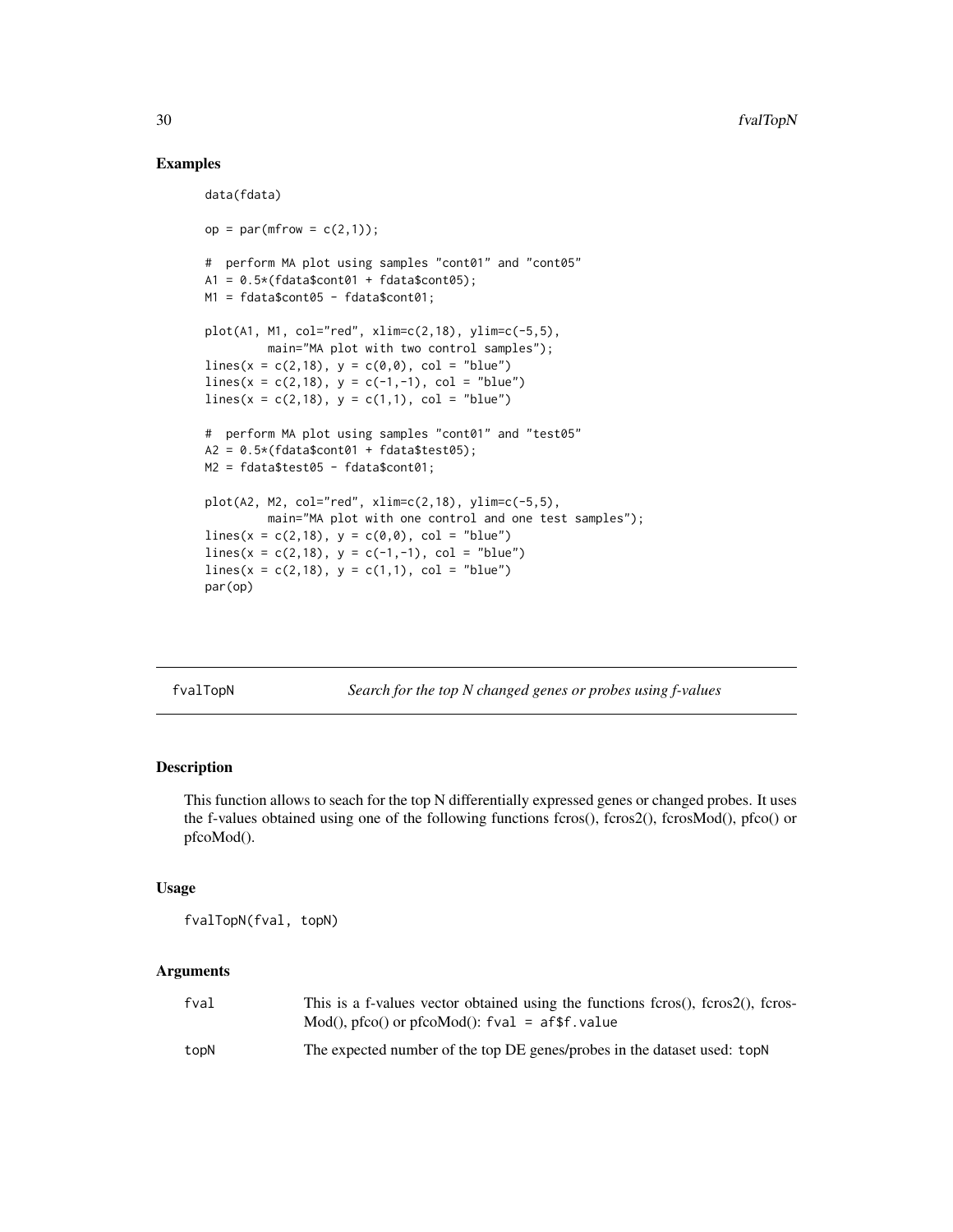### Examples

```
data(fdata)

op = par(mfrow = c(2,1));

#  perform MA plot using samples "cont01" and "cont05"
A1 = 0.5*(fdata$cont01 + fdata$cont05);
M1 = fdata$cont05 - fdata$cont01;

plot(A1, M1, col="red", xlim=c(2,18), ylim=c(-5,5),
         main="MA plot with two control samples");
lines(x = c(2,18), y = c(0,0), col = "blue")
lines(x = c(2,18), y = c(-1,-1), col = "blue")
lines(x = c(2,18), y = c(1,1), col = "blue")

#  perform MA plot using samples "cont01" and "test05"
A2 = 0.5*(fdata$cont01 + fdata$test05);
M2 = fdata$test05 - fdata$cont01;

plot(A2, M2, col="red", xlim=c(2,18), ylim=c(-5,5),
         main="MA plot with one control and one test samples");
lines(x = c(2,18), y = c(0,0), col = "blue")
lines(x = c(2,18), y = c(-1,-1), col = "blue")
lines(x = c(2,18), y = c(1,1), col = "blue")
par(op)
```

---

## fvalTopN — *Search for the top N changed genes or probes using f-values*

---

### Description

This function allows to seach for the top N differentially expressed genes or changed probes. It uses the f-values obtained using one of the following functions fcros(), fcros2(), fcrosMod(), pfco() or pfcoMod().

### Usage

```
fvalTopN(fval, topN)
```

### Arguments

| | |
|---|---|
| `fval` | This is a f-values vector obtained using the functions fcros(), fcros2(), fcrosMod(), pfco() or pfcoMod(): `fval = af$f.value` |
| `topN` | The expected number of the top DE genes/probes in the dataset used: `topN` |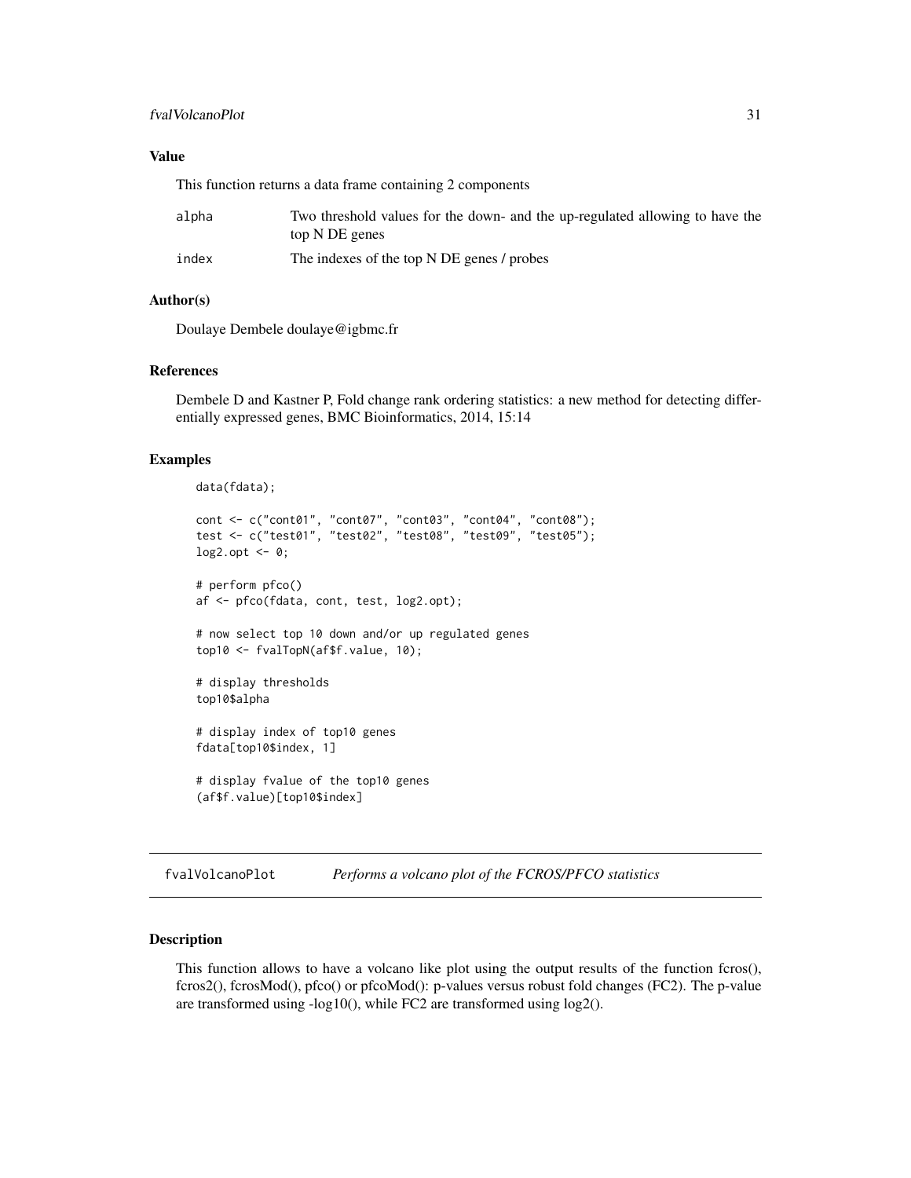### Value

This function returns a data frame containing 2 components

| | |
|---|---|
| alpha | Two threshold values for the down- and the up-regulated allowing to have the top N DE genes |
| index | The indexes of the top N DE genes / probes |

### Author(s)

Doulaye Dembele doulaye@igbmc.fr

### References

Dembele D and Kastner P, Fold change rank ordering statistics: a new method for detecting differentially expressed genes, BMC Bioinformatics, 2014, 15:14

### Examples

```
data(fdata);

cont <- c("cont01", "cont07", "cont03", "cont04", "cont08");
test <- c("test01", "test02", "test08", "test09", "test05");
log2.opt <- 0;

# perform pfco()
af <- pfco(fdata, cont, test, log2.opt);

# now select top 10 down and/or up regulated genes
top10 <- fvalTopN(af$f.value, 10);

# display thresholds
top10$alpha

# display index of top10 genes
fdata[top10$index, 1]

# display fvalue of the top10 genes
(af$f.value)[top10$index]
```

---

## fvalVolcanoPlot *Performs a volcano plot of the FCROS/PFCO statistics*

### Description

This function allows to have a volcano like plot using the output results of the function fcros(), fcros2(), fcrosMod(), pfco() or pfcoMod(): p-values versus robust fold changes (FC2). The p-value are transformed using -log10(), while FC2 are transformed using log2().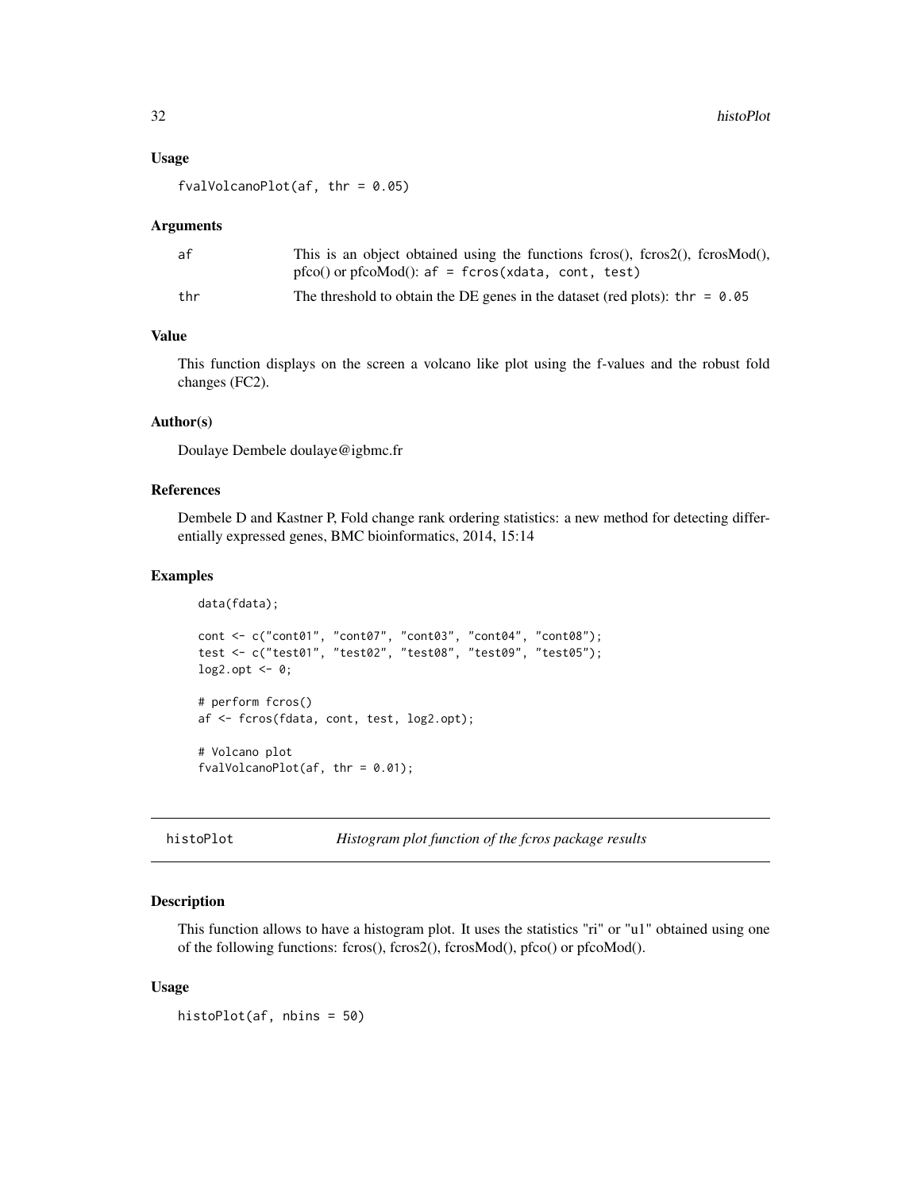### Usage

```
fvalVolcanoPlot(af, thr = 0.05)
```

### Arguments

| | |
|---|---|
| af | This is an object obtained using the functions fcros(), fcros2(), fcrosMod(), pfco() or pfcoMod(): `af = fcros(xdata, cont, test)` |
| thr | The threshold to obtain the DE genes in the dataset (red plots): `thr = 0.05` |

### Value

This function displays on the screen a volcano like plot using the f-values and the robust fold changes (FC2).

### Author(s)

Doulaye Dembele doulaye@igbmc.fr

### References

Dembele D and Kastner P, Fold change rank ordering statistics: a new method for detecting differentially expressed genes, BMC bioinformatics, 2014, 15:14

### Examples

```
data(fdata);

cont <- c("cont01", "cont07", "cont03", "cont04", "cont08");
test <- c("test01", "test02", "test08", "test09", "test05");
log2.opt <- 0;

# perform fcros()
af <- fcros(fdata, cont, test, log2.opt);

# Volcano plot
fvalVolcanoPlot(af, thr = 0.01);
```

---

## histoPlot *Histogram plot function of the fcros package results*

### Description

This function allows to have a histogram plot. It uses the statistics "ri" or "u1" obtained using one of the following functions: fcros(), fcros2(), fcrosMod(), pfco() or pfcoMod().

### Usage

```
histoPlot(af, nbins = 50)
```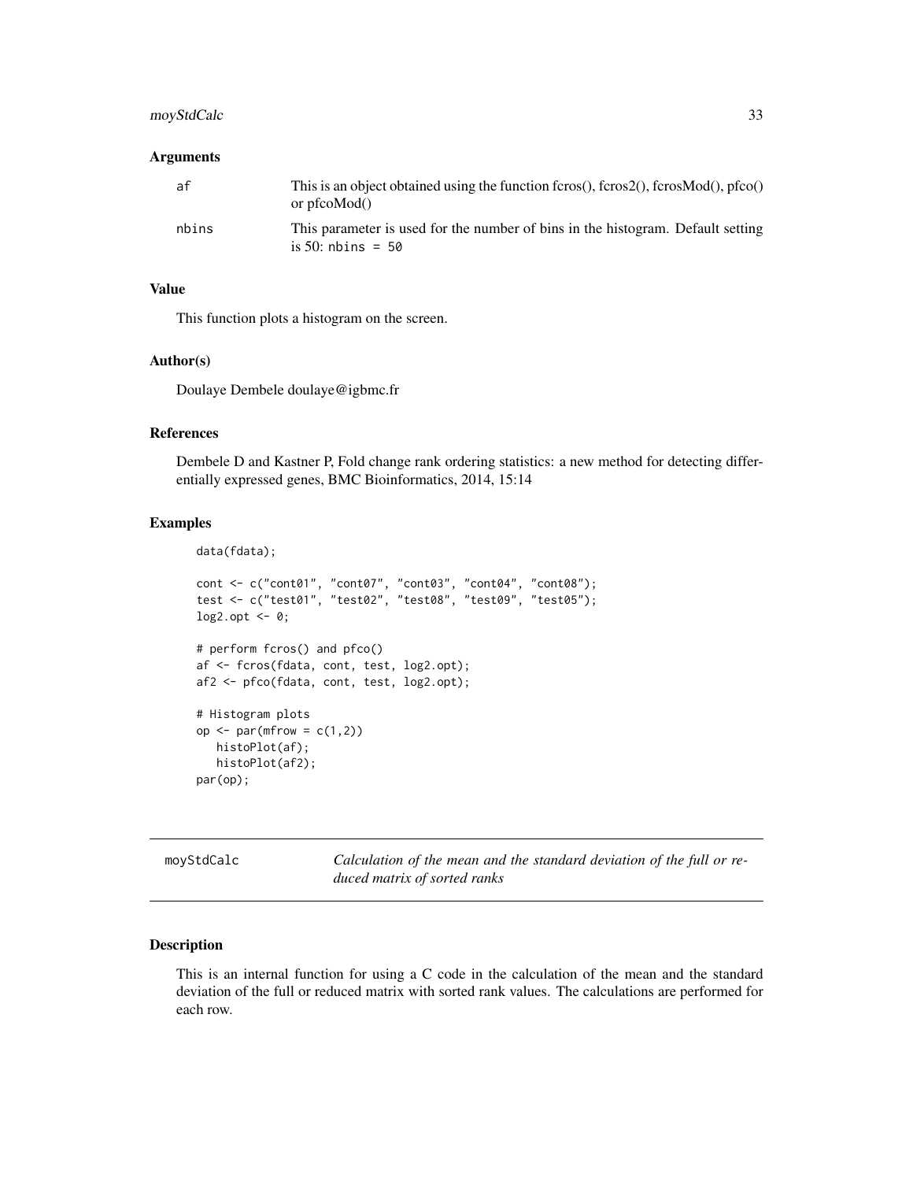### Arguments

| | |
|---|---|
| af | This is an object obtained using the function fcros(), fcros2(), fcrosMod(), pfco() or pfcoMod() |
| nbins | This parameter is used for the number of bins in the histogram. Default setting is 50: `nbins = 50` |

### Value

This function plots a histogram on the screen.

### Author(s)

Doulaye Dembele doulaye@igbmc.fr

### References

Dembele D and Kastner P, Fold change rank ordering statistics: a new method for detecting differentially expressed genes, BMC Bioinformatics, 2014, 15:14

### Examples

```
data(fdata);

cont <- c("cont01", "cont07", "cont03", "cont04", "cont08");
test <- c("test01", "test02", "test08", "test09", "test05");
log2.opt <- 0;

# perform fcros() and pfco()
af <- fcros(fdata, cont, test, log2.opt);
af2 <- pfco(fdata, cont, test, log2.opt);

# Histogram plots
op <- par(mfrow = c(1,2))
   histoPlot(af);
   histoPlot(af2);
par(op);
```

---

## moyStdCalc — *Calculation of the mean and the standard deviation of the full or reduced matrix of sorted ranks*

---

### Description

This is an internal function for using a C code in the calculation of the mean and the standard deviation of the full or reduced matrix with sorted rank values. The calculations are performed for each row.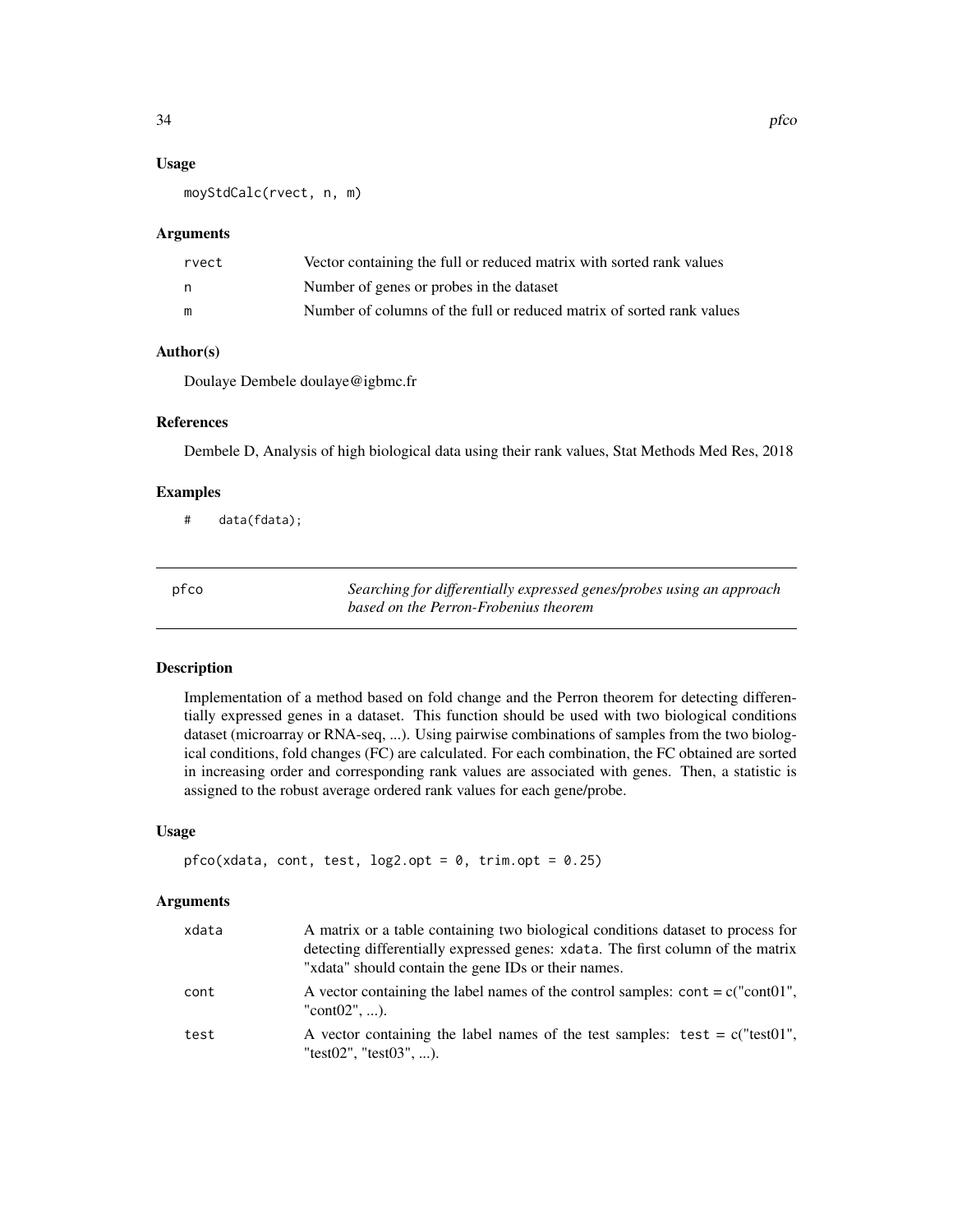### Usage

```
moyStdCalc(rvect, n, m)
```

### Arguments

| | |
|---|---|
| rvect | Vector containing the full or reduced matrix with sorted rank values |
| n | Number of genes or probes in the dataset |
| m | Number of columns of the full or reduced matrix of sorted rank values |

### Author(s)

Doulaye Dembele doulaye@igbmc.fr

### References

Dembele D, Analysis of high biological data using their rank values, Stat Methods Med Res, 2018

### Examples

```
#    data(fdata);
```

---

## pfco — *Searching for differentially expressed genes/probes using an approach based on the Perron-Frobenius theorem*

---

### Description

Implementation of a method based on fold change and the Perron theorem for detecting differentially expressed genes in a dataset. This function should be used with two biological conditions dataset (microarray or RNA-seq, ...). Using pairwise combinations of samples from the two biological conditions, fold changes (FC) are calculated. For each combination, the FC obtained are sorted in increasing order and corresponding rank values are associated with genes. Then, a statistic is assigned to the robust average ordered rank values for each gene/probe.

### Usage

```
pfco(xdata, cont, test, log2.opt = 0, trim.opt = 0.25)
```

### Arguments

| | |
|---|---|
| xdata | A matrix or a table containing two biological conditions dataset to process for detecting differentially expressed genes: xdata. The first column of the matrix "xdata" should contain the gene IDs or their names. |
| cont | A vector containing the label names of the control samples: cont = c("cont01", "cont02", ...). |
| test | A vector containing the label names of the test samples: test = c("test01", "test02", "test03", ...). |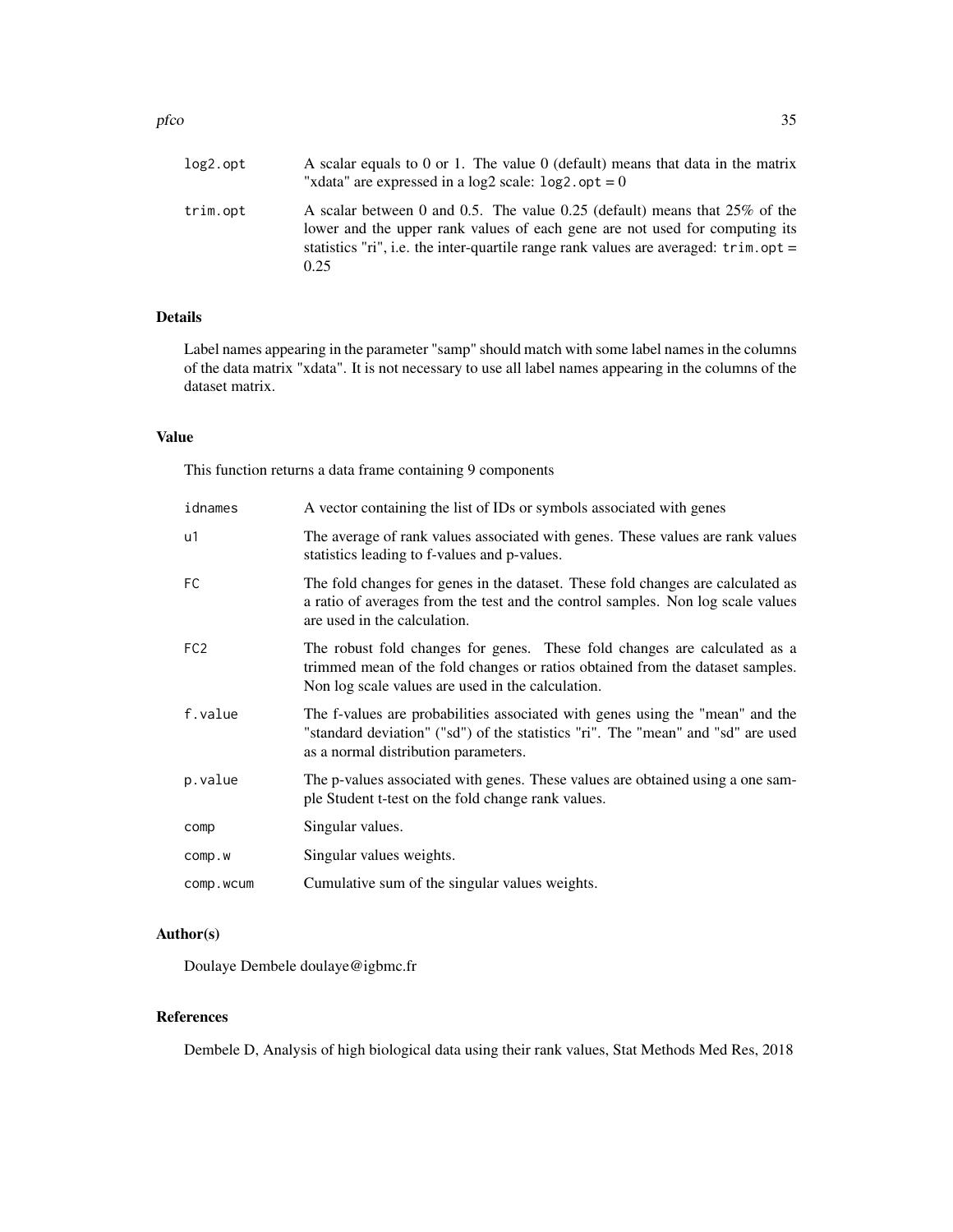| | |
|---|---|
| `log2.opt` | A scalar equals to 0 or 1. The value 0 (default) means that data in the matrix "xdata" are expressed in a log2 scale: `log2.opt = 0` |
| `trim.opt` | A scalar between 0 and 0.5. The value 0.25 (default) means that 25% of the lower and the upper rank values of each gene are not used for computing its statistics "ri", i.e. the inter-quartile range rank values are averaged: `trim.opt = 0.25` |

### Details

Label names appearing in the parameter "samp" should match with some label names in the columns of the data matrix "xdata". It is not necessary to use all label names appearing in the columns of the dataset matrix.

### Value

This function returns a data frame containing 9 components

| | |
|---|---|
| `idnames` | A vector containing the list of IDs or symbols associated with genes |
| `u1` | The average of rank values associated with genes. These values are rank values statistics leading to f-values and p-values. |
| `FC` | The fold changes for genes in the dataset. These fold changes are calculated as a ratio of averages from the test and the control samples. Non log scale values are used in the calculation. |
| `FC2` | The robust fold changes for genes. These fold changes are calculated as a trimmed mean of the fold changes or ratios obtained from the dataset samples. Non log scale values are used in the calculation. |
| `f.value` | The f-values are probabilities associated with genes using the "mean" and the "standard deviation" ("sd") of the statistics "ri". The "mean" and "sd" are used as a normal distribution parameters. |
| `p.value` | The p-values associated with genes. These values are obtained using a one sample Student t-test on the fold change rank values. |
| `comp` | Singular values. |
| `comp.w` | Singular values weights. |
| `comp.wcum` | Cumulative sum of the singular values weights. |

### Author(s)

Doulaye Dembele doulaye@igbmc.fr

### References

Dembele D, Analysis of high biological data using their rank values, Stat Methods Med Res, 2018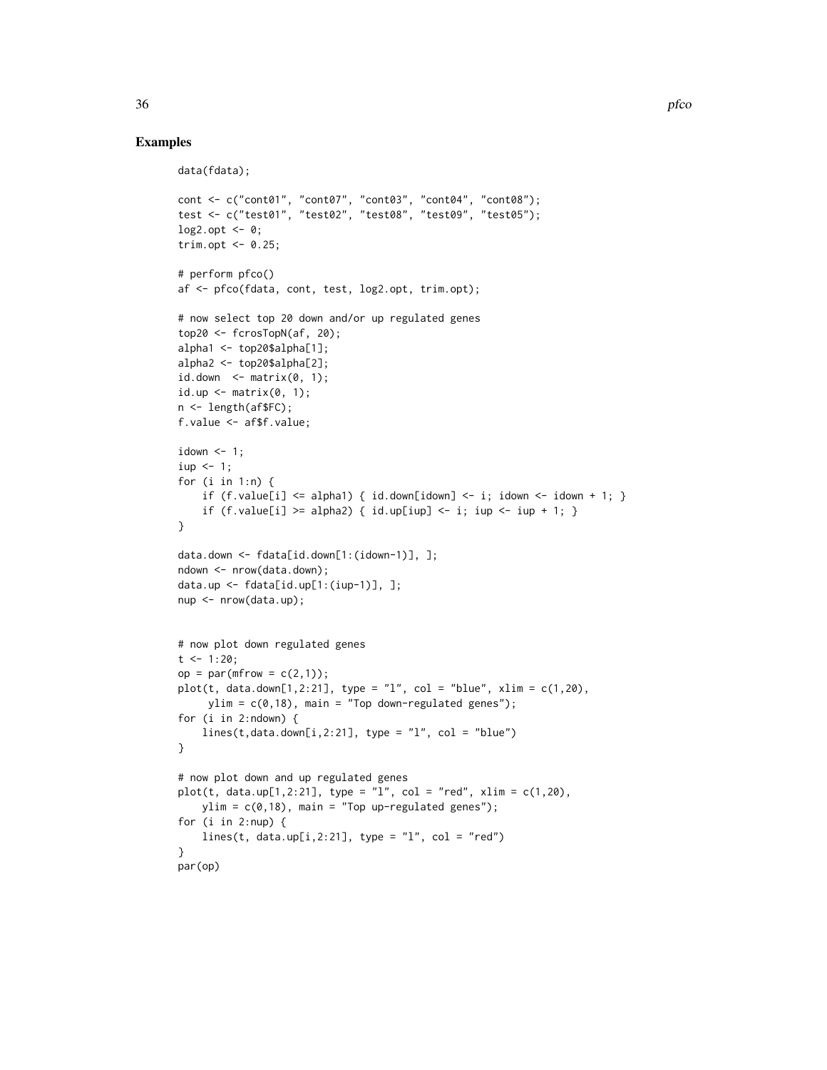## Examples

```
data(fdata);

cont <- c("cont01", "cont07", "cont03", "cont04", "cont08");
test <- c("test01", "test02", "test08", "test09", "test05");
log2.opt <- 0;
trim.opt <- 0.25;

# perform pfco()
af <- pfco(fdata, cont, test, log2.opt, trim.opt);

# now select top 20 down and/or up regulated genes
top20 <- fcrosTopN(af, 20);
alpha1 <- top20$alpha[1];
alpha2 <- top20$alpha[2];
id.down  <- matrix(0, 1);
id.up <- matrix(0, 1);
n <- length(af$FC);
f.value <- af$f.value;

idown <- 1;
iup <- 1;
for (i in 1:n) {
    if (f.value[i] <= alpha1) { id.down[idown] <- i; idown <- idown + 1; }
    if (f.value[i] >= alpha2) { id.up[iup] <- i; iup <- iup + 1; }
}

data.down <- fdata[id.down[1:(idown-1)], ];
ndown <- nrow(data.down);
data.up <- fdata[id.up[1:(iup-1)], ];
nup <- nrow(data.up);


# now plot down regulated genes
t <- 1:20;
op = par(mfrow = c(2,1));
plot(t, data.down[1,2:21], type = "l", col = "blue", xlim = c(1,20),
     ylim = c(0,18), main = "Top down-regulated genes");
for (i in 2:ndown) {
    lines(t,data.down[i,2:21], type = "l", col = "blue")
}

# now plot down and up regulated genes
plot(t, data.up[1,2:21], type = "l", col = "red", xlim = c(1,20),
    ylim = c(0,18), main = "Top up-regulated genes");
for (i in 2:nup) {
    lines(t, data.up[i,2:21], type = "l", col = "red")
}
par(op)
```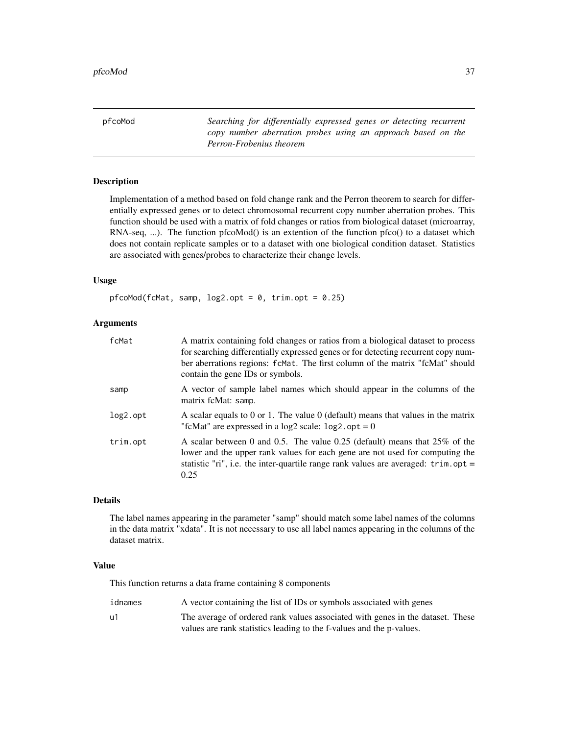pfcoMod *Searching for differentially expressed genes or detecting recurrent copy number aberration probes using an approach based on the Perron-Frobenius theorem*

## Description

Implementation of a method based on fold change rank and the Perron theorem to search for differentially expressed genes or to detect chromosomal recurrent copy number aberration probes. This function should be used with a matrix of fold changes or ratios from biological dataset (microarray, RNA-seq, ...). The function pfcoMod() is an extention of the function pfco() to a dataset which does not contain replicate samples or to a dataset with one biological condition dataset. Statistics are associated with genes/probes to characterize their change levels.

## Usage

```
pfcoMod(fcMat, samp, log2.opt = 0, trim.opt = 0.25)
```

## Arguments

| | |
|---|---|
| fcMat | A matrix containing fold changes or ratios from a biological dataset to process for searching differentially expressed genes or for detecting recurrent copy number aberrations regions: `fcMat`. The first column of the matrix "fcMat" should contain the gene IDs or symbols. |
| samp | A vector of sample label names which should appear in the columns of the matrix fcMat: `samp`. |
| log2.opt | A scalar equals to 0 or 1. The value 0 (default) means that values in the matrix "fcMat" are expressed in a log2 scale: `log2.opt = 0` |
| trim.opt | A scalar between 0 and 0.5. The value 0.25 (default) means that 25% of the lower and the upper rank values for each gene are not used for computing the statistic "ri", i.e. the inter-quartile range rank values are averaged: `trim.opt = 0.25` |

## Details

The label names appearing in the parameter "samp" should match some label names of the columns in the data matrix "xdata". It is not necessary to use all label names appearing in the columns of the dataset matrix.

## Value

This function returns a data frame containing 8 components

| | |
|---|---|
| idnames | A vector containing the list of IDs or symbols associated with genes |
| u1 | The average of ordered rank values associated with genes in the dataset. These values are rank statistics leading to the f-values and the p-values. |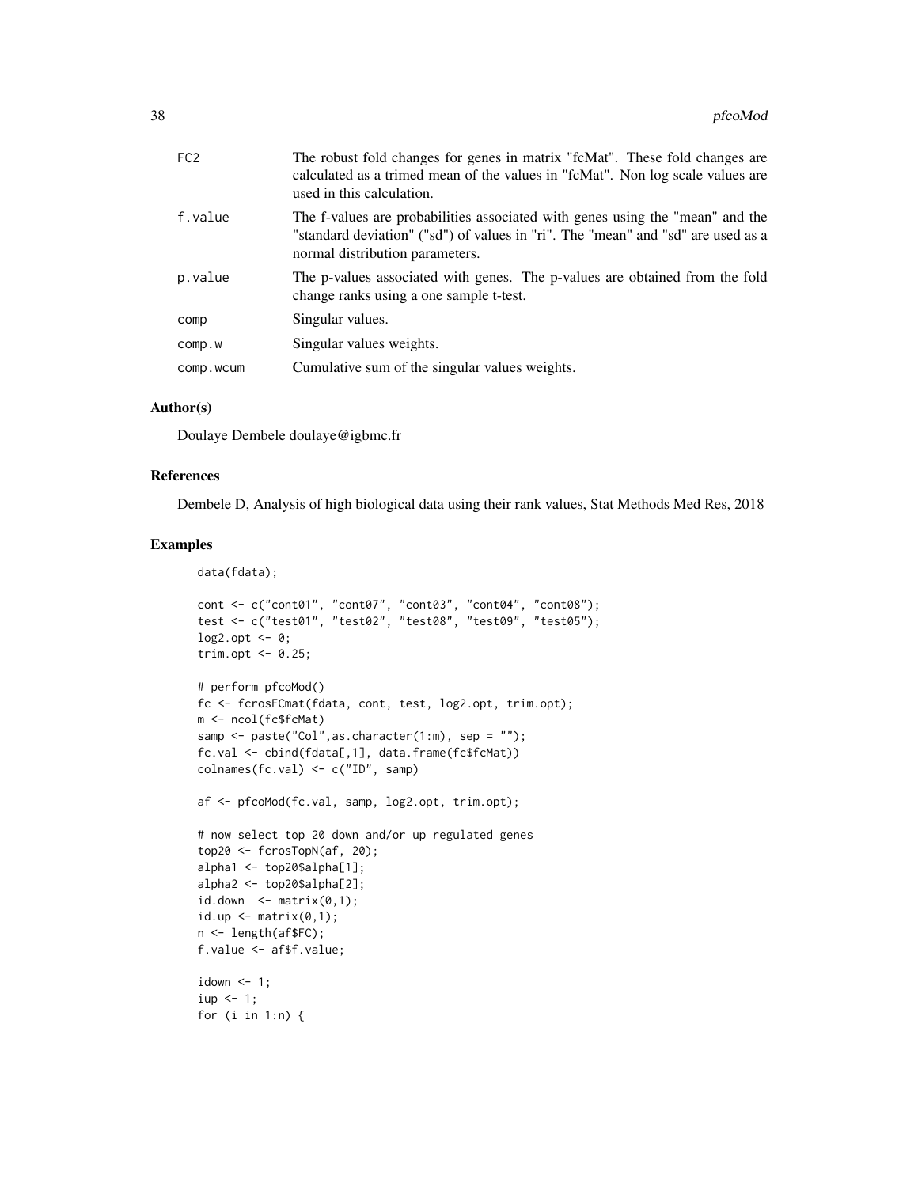| | |
|---|---|
| FC2 | The robust fold changes for genes in matrix "fcMat". These fold changes are calculated as a trimed mean of the values in "fcMat". Non log scale values are used in this calculation. |
| f.value | The f-values are probabilities associated with genes using the "mean" and the "standard deviation" ("sd") of values in "ri". The "mean" and "sd" are used as a normal distribution parameters. |
| p.value | The p-values associated with genes. The p-values are obtained from the fold change ranks using a one sample t-test. |
| comp | Singular values. |
| comp.w | Singular values weights. |
| comp.wcum | Cumulative sum of the singular values weights. |

## Author(s)

Doulaye Dembele doulaye@igbmc.fr

## References

Dembele D, Analysis of high biological data using their rank values, Stat Methods Med Res, 2018

## Examples

```
data(fdata);

cont <- c("cont01", "cont07", "cont03", "cont04", "cont08");
test <- c("test01", "test02", "test08", "test09", "test05");
log2.opt <- 0;
trim.opt <- 0.25;

# perform pfcoMod()
fc <- fcrosFCmat(fdata, cont, test, log2.opt, trim.opt);
m <- ncol(fc$fcMat)
samp <- paste("Col",as.character(1:m), sep = "");
fc.val <- cbind(fdata[,1], data.frame(fc$fcMat))
colnames(fc.val) <- c("ID", samp)

af <- pfcoMod(fc.val, samp, log2.opt, trim.opt);

# now select top 20 down and/or up regulated genes
top20 <- fcrosTopN(af, 20);
alpha1 <- top20$alpha[1];
alpha2 <- top20$alpha[2];
id.down  <- matrix(0,1);
id.up <- matrix(0,1);
n <- length(af$FC);
f.value <- af$f.value;

idown <- 1;
iup <- 1;
for (i in 1:n) {
```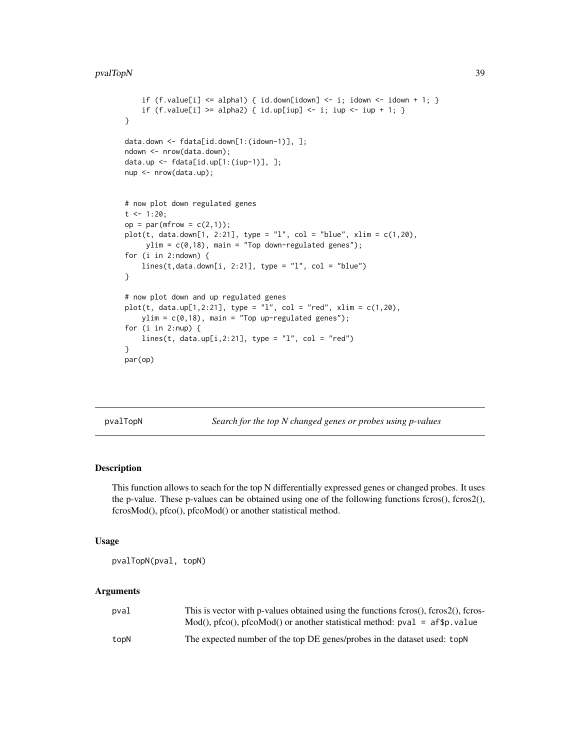```
    if (f.value[i] <= alpha1) { id.down[idown] <- i; idown <- idown + 1; }
    if (f.value[i] >= alpha2) { id.up[iup] <- i; iup <- iup + 1; }
}

data.down <- fdata[id.down[1:(idown-1)], ];
ndown <- nrow(data.down);
data.up <- fdata[id.up[1:(iup-1)], ];
nup <- nrow(data.up);


# now plot down regulated genes
t <- 1:20;
op = par(mfrow = c(2,1));
plot(t, data.down[1, 2:21], type = "l", col = "blue", xlim = c(1,20),
     ylim = c(0,18), main = "Top down-regulated genes");
for (i in 2:ndown) {
    lines(t,data.down[i, 2:21], type = "l", col = "blue")
}

# now plot down and up regulated genes
plot(t, data.up[1,2:21], type = "l", col = "red", xlim = c(1,20),
    ylim = c(0,18), main = "Top up-regulated genes");
for (i in 2:nup) {
    lines(t, data.up[i,2:21], type = "l", col = "red")
}
par(op)
```

---

## pvalTopN — *Search for the top N changed genes or probes using p-values*

---

### Description

This function allows to seach for the top N differentially expressed genes or changed probes. It uses the p-value. These p-values can be obtained using one of the following functions fcros(), fcros2(), fcrosMod(), pfco(), pfcoMod() or another statistical method.

### Usage

```
pvalTopN(pval, topN)
```

### Arguments

| | |
|---|---|
| `pval` | This is vector with p-values obtained using the functions fcros(), fcros2(), fcrosMod(), pfco(), pfcoMod() or another statistical method: `pval = af$p.value` |
| `topN` | The expected number of the top DE genes/probes in the dataset used: `topN` |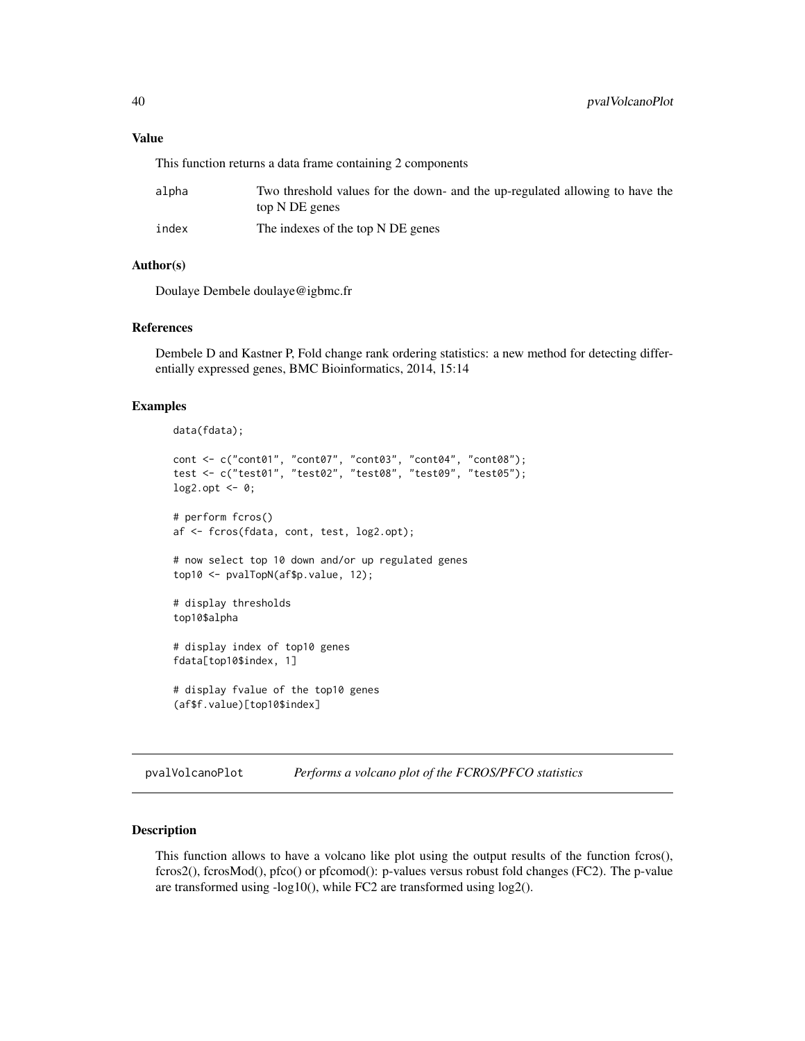## Value

This function returns a data frame containing 2 components

| | |
|---|---|
| alpha | Two threshold values for the down- and the up-regulated allowing to have the top N DE genes |
| index | The indexes of the top N DE genes |

## Author(s)

Doulaye Dembele doulaye@igbmc.fr

## References

Dembele D and Kastner P, Fold change rank ordering statistics: a new method for detecting differentially expressed genes, BMC Bioinformatics, 2014, 15:14

## Examples

```
data(fdata);

cont <- c("cont01", "cont07", "cont03", "cont04", "cont08");
test <- c("test01", "test02", "test08", "test09", "test05");
log2.opt <- 0;

# perform fcros()
af <- fcros(fdata, cont, test, log2.opt);

# now select top 10 down and/or up regulated genes
top10 <- pvalTopN(af$p.value, 12);

# display thresholds
top10$alpha

# display index of top10 genes
fdata[top10$index, 1]

# display fvalue of the top10 genes
(af$f.value)[top10$index]
```

---

# pvalVolcanoPlot — *Performs a volcano plot of the FCROS/PFCO statistics*

## Description

This function allows to have a volcano like plot using the output results of the function fcros(), fcros2(), fcrosMod(), pfco() or pfcomod(): p-values versus robust fold changes (FC2). The p-value are transformed using -log10(), while FC2 are transformed using log2().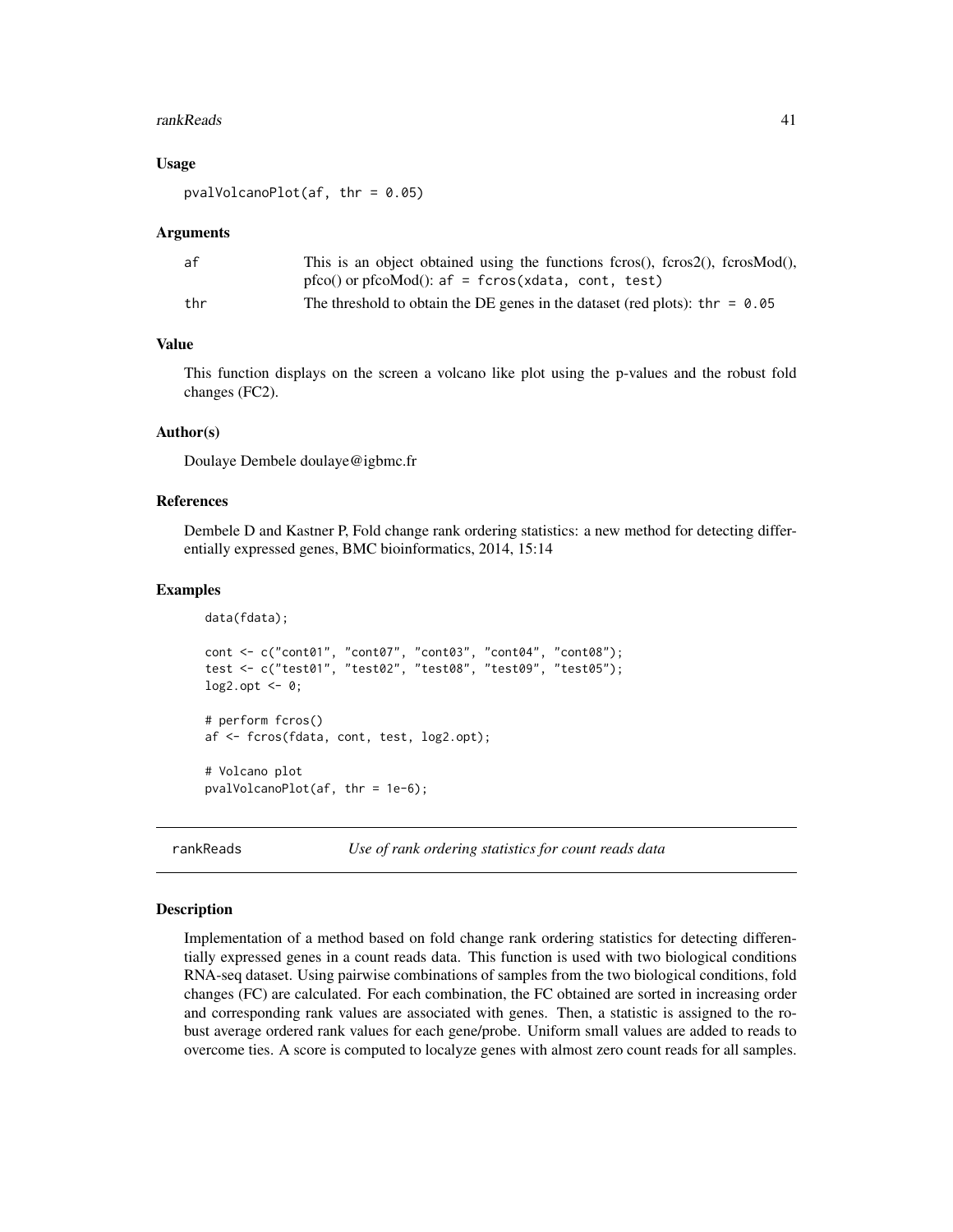### Usage

```
pvalVolcanoPlot(af, thr = 0.05)
```

### Arguments

| | |
|---|---|
| af | This is an object obtained using the functions fcros(), fcros2(), fcrosMod(), pfco() or pfcoMod(): `af = fcros(xdata, cont, test)` |
| thr | The threshold to obtain the DE genes in the dataset (red plots): `thr = 0.05` |

### Value

This function displays on the screen a volcano like plot using the p-values and the robust fold changes (FC2).

### Author(s)

Doulaye Dembele doulaye@igbmc.fr

### References

Dembele D and Kastner P, Fold change rank ordering statistics: a new method for detecting differentially expressed genes, BMC bioinformatics, 2014, 15:14

### Examples

```
data(fdata);

cont <- c("cont01", "cont07", "cont03", "cont04", "cont08");
test <- c("test01", "test02", "test08", "test09", "test05");
log2.opt <- 0;

# perform fcros()
af <- fcros(fdata, cont, test, log2.opt);

# Volcano plot
pvalVolcanoPlot(af, thr = 1e-6);
```

---

## rankReads *Use of rank ordering statistics for count reads data*

### Description

Implementation of a method based on fold change rank ordering statistics for detecting differentially expressed genes in a count reads data. This function is used with two biological conditions RNA-seq dataset. Using pairwise combinations of samples from the two biological conditions, fold changes (FC) are calculated. For each combination, the FC obtained are sorted in increasing order and corresponding rank values are associated with genes. Then, a statistic is assigned to the robust average ordered rank values for each gene/probe. Uniform small values are added to reads to overcome ties. A score is computed to localyze genes with almost zero count reads for all samples.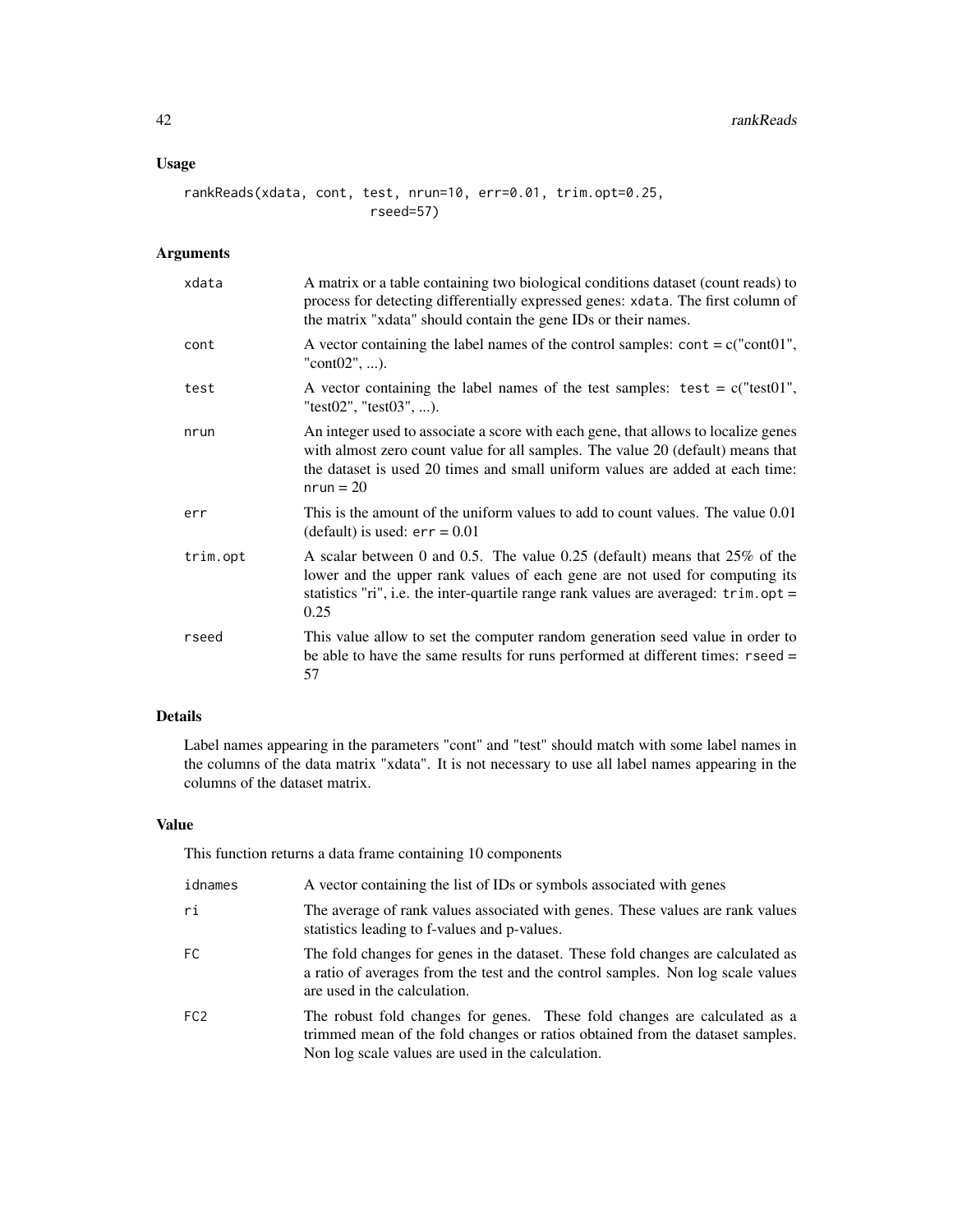## Usage

```
rankReads(xdata, cont, test, nrun=10, err=0.01, trim.opt=0.25,
                        rseed=57)
```

## Arguments

| | |
|---|---|
| xdata | A matrix or a table containing two biological conditions dataset (count reads) to process for detecting differentially expressed genes: xdata. The first column of the matrix "xdata" should contain the gene IDs or their names. |
| cont | A vector containing the label names of the control samples: cont = c("cont01", "cont02", ...). |
| test | A vector containing the label names of the test samples: test = c("test01", "test02", "test03", ...). |
| nrun | An integer used to associate a score with each gene, that allows to localize genes with almost zero count value for all samples. The value 20 (default) means that the dataset is used 20 times and small uniform values are added at each time: nrun = 20 |
| err | This is the amount of the uniform values to add to count values. The value 0.01 (default) is used: err = 0.01 |
| trim.opt | A scalar between 0 and 0.5. The value 0.25 (default) means that 25% of the lower and the upper rank values of each gene are not used for computing its statistics "ri", i.e. the inter-quartile range rank values are averaged: trim.opt = 0.25 |
| rseed | This value allow to set the computer random generation seed value in order to be able to have the same results for runs performed at different times: rseed = 57 |

## Details

Label names appearing in the parameters "cont" and "test" should match with some label names in the columns of the data matrix "xdata". It is not necessary to use all label names appearing in the columns of the dataset matrix.

## Value

This function returns a data frame containing 10 components

| | |
|---|---|
| idnames | A vector containing the list of IDs or symbols associated with genes |
| ri | The average of rank values associated with genes. These values are rank values statistics leading to f-values and p-values. |
| FC | The fold changes for genes in the dataset. These fold changes are calculated as a ratio of averages from the test and the control samples. Non log scale values are used in the calculation. |
| FC2 | The robust fold changes for genes. These fold changes are calculated as a trimmed mean of the fold changes or ratios obtained from the dataset samples. Non log scale values are used in the calculation. |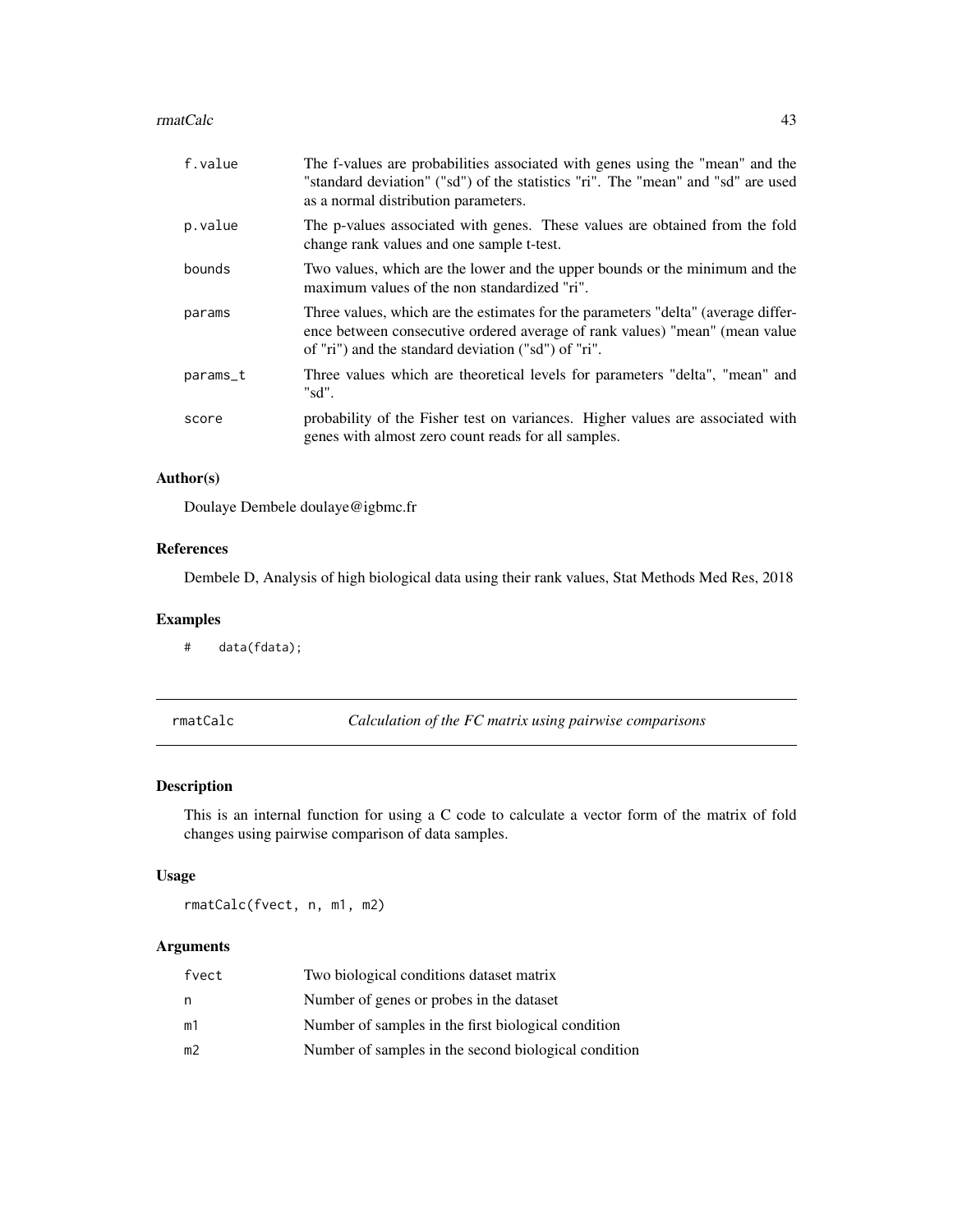| | |
|---|---|
| f.value | The f-values are probabilities associated with genes using the "mean" and the "standard deviation" ("sd") of the statistics "ri". The "mean" and "sd" are used as a normal distribution parameters. |
| p.value | The p-values associated with genes. These values are obtained from the fold change rank values and one sample t-test. |
| bounds | Two values, which are the lower and the upper bounds or the minimum and the maximum values of the non standardized "ri". |
| params | Three values, which are the estimates for the parameters "delta" (average difference between consecutive ordered average of rank values) "mean" (mean value of "ri") and the standard deviation ("sd") of "ri". |
| params_t | Three values which are theoretical levels for parameters "delta", "mean" and "sd". |
| score | probability of the Fisher test on variances. Higher values are associated with genes with almost zero count reads for all samples. |

### Author(s)

Doulaye Dembele doulaye@igbmc.fr

### References

Dembele D, Analysis of high biological data using their rank values, Stat Methods Med Res, 2018

### Examples

```
#    data(fdata);
```

---

## rmatCalc — *Calculation of the FC matrix using pairwise comparisons*

### Description

This is an internal function for using a C code to calculate a vector form of the matrix of fold changes using pairwise comparison of data samples.

### Usage

```
rmatCalc(fvect, n, m1, m2)
```

### Arguments

| | |
|---|---|
| fvect | Two biological conditions dataset matrix |
| n | Number of genes or probes in the dataset |
| m1 | Number of samples in the first biological condition |
| m2 | Number of samples in the second biological condition |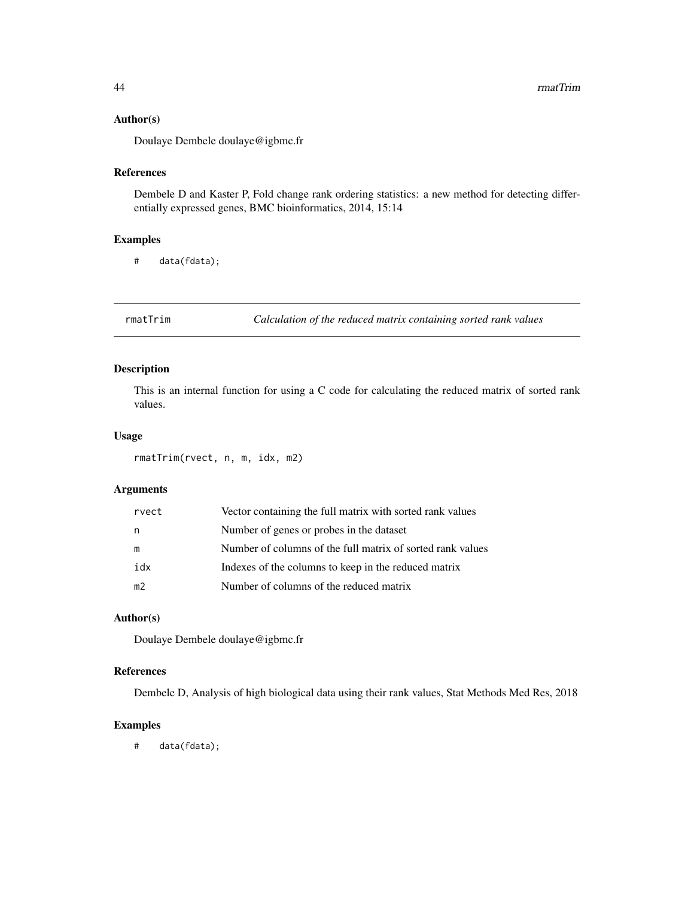## Author(s)

Doulaye Dembele doulaye@igbmc.fr

## References

Dembele D and Kaster P, Fold change rank ordering statistics: a new method for detecting differentially expressed genes, BMC bioinformatics, 2014, 15:14

## Examples

```
#    data(fdata);
```

---

# rmatTrim — *Calculation of the reduced matrix containing sorted rank values*

## Description

This is an internal function for using a C code for calculating the reduced matrix of sorted rank values.

## Usage

```
rmatTrim(rvect, n, m, idx, m2)
```

## Arguments

| | |
|---|---|
| rvect | Vector containing the full matrix with sorted rank values |
| n | Number of genes or probes in the dataset |
| m | Number of columns of the full matrix of sorted rank values |
| idx | Indexes of the columns to keep in the reduced matrix |
| m2 | Number of columns of the reduced matrix |

## Author(s)

Doulaye Dembele doulaye@igbmc.fr

## References

Dembele D, Analysis of high biological data using their rank values, Stat Methods Med Res, 2018

## Examples

```
#    data(fdata);
```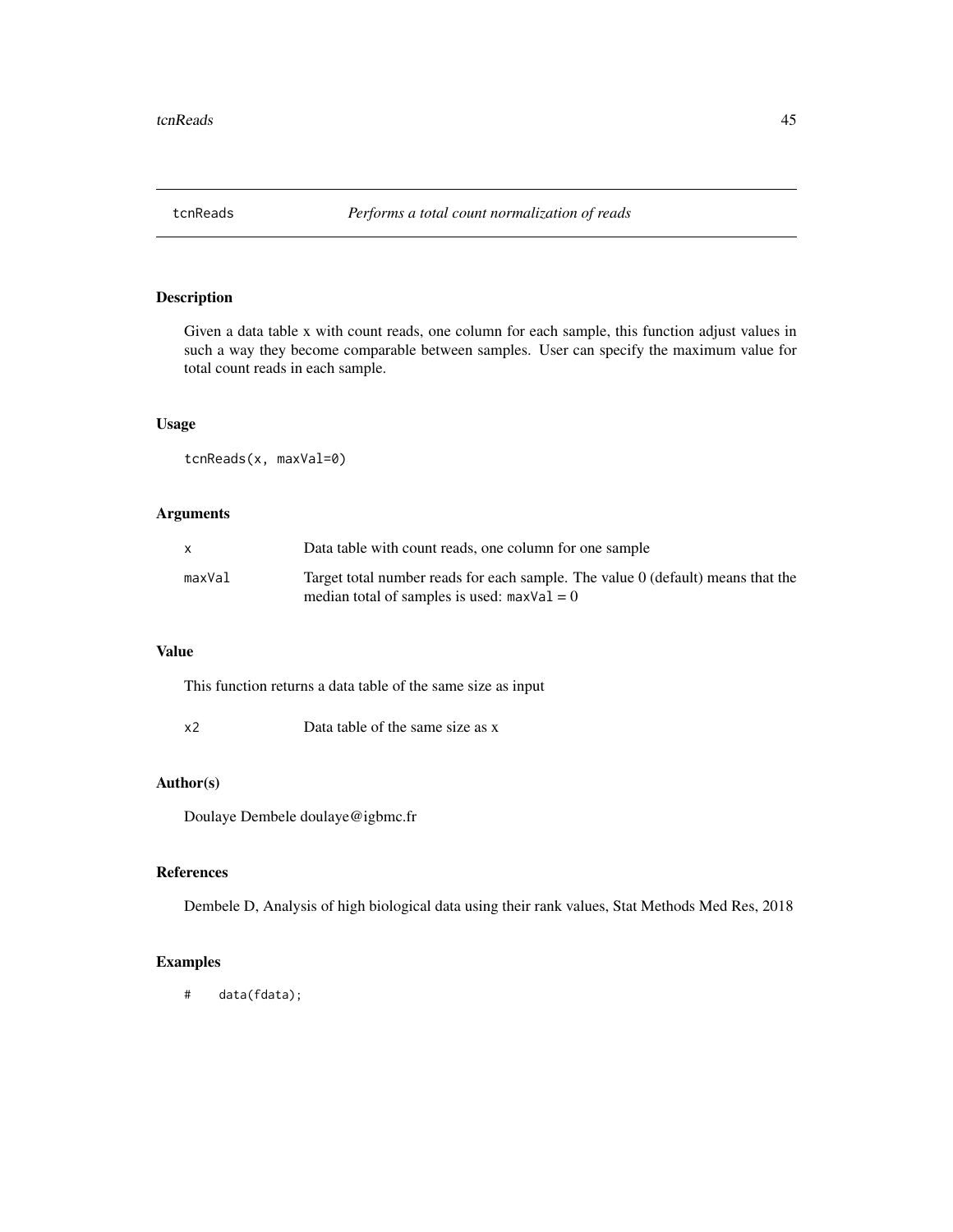## tcnReads *Performs a total count normalization of reads*

### Description

Given a data table x with count reads, one column for each sample, this function adjust values in such a way they become comparable between samples. User can specify the maximum value for total count reads in each sample.

### Usage

```
tcnReads(x, maxVal=0)
```

### Arguments

| | |
|---|---|
| `x` | Data table with count reads, one column for one sample |
| `maxVal` | Target total number reads for each sample. The value 0 (default) means that the median total of samples is used: `maxVal` = 0 |

### Value

This function returns a data table of the same size as input

| | |
|---|---|
| `x2` | Data table of the same size as x |

### Author(s)

Doulaye Dembele doulaye@igbmc.fr

### References

Dembele D, Analysis of high biological data using their rank values, Stat Methods Med Res, 2018

### Examples

```
#    data(fdata);
```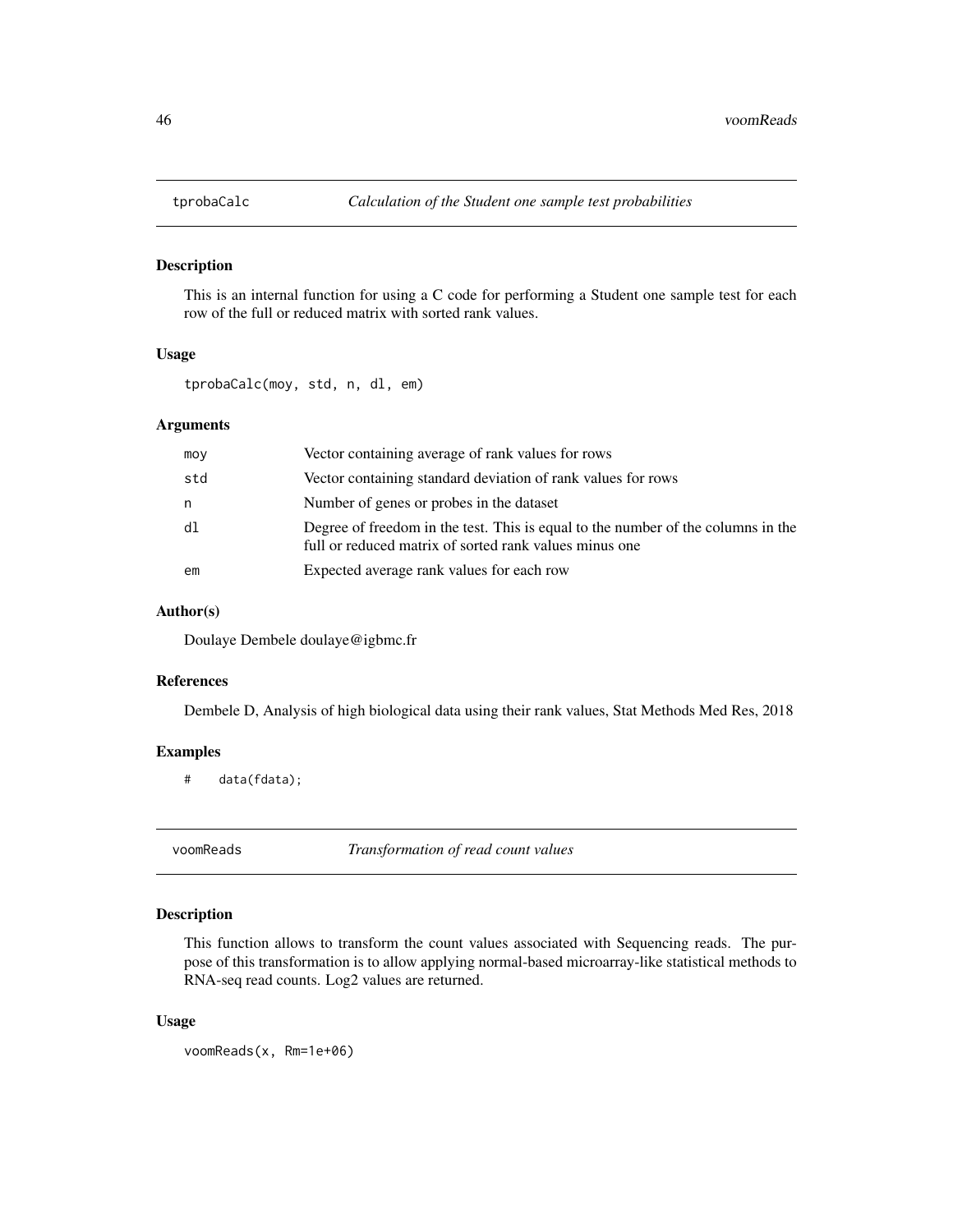## tprobaCalc    *Calculation of the Student one sample test probabilities*

### Description

This is an internal function for using a C code for performing a Student one sample test for each row of the full or reduced matrix with sorted rank values.

### Usage

```
tprobaCalc(moy, std, n, dl, em)
```

### Arguments

| | |
|---|---|
| moy | Vector containing average of rank values for rows |
| std | Vector containing standard deviation of rank values for rows |
| n | Number of genes or probes in the dataset |
| dl | Degree of freedom in the test. This is equal to the number of the columns in the full or reduced matrix of sorted rank values minus one |
| em | Expected average rank values for each row |

### Author(s)

Doulaye Dembele doulaye@igbmc.fr

### References

Dembele D, Analysis of high biological data using their rank values, Stat Methods Med Res, 2018

### Examples

```
#    data(fdata);
```

## voomReads    *Transformation of read count values*

### Description

This function allows to transform the count values associated with Sequencing reads. The purpose of this transformation is to allow applying normal-based microarray-like statistical methods to RNA-seq read counts. Log2 values are returned.

### Usage

```
voomReads(x, Rm=1e+06)
```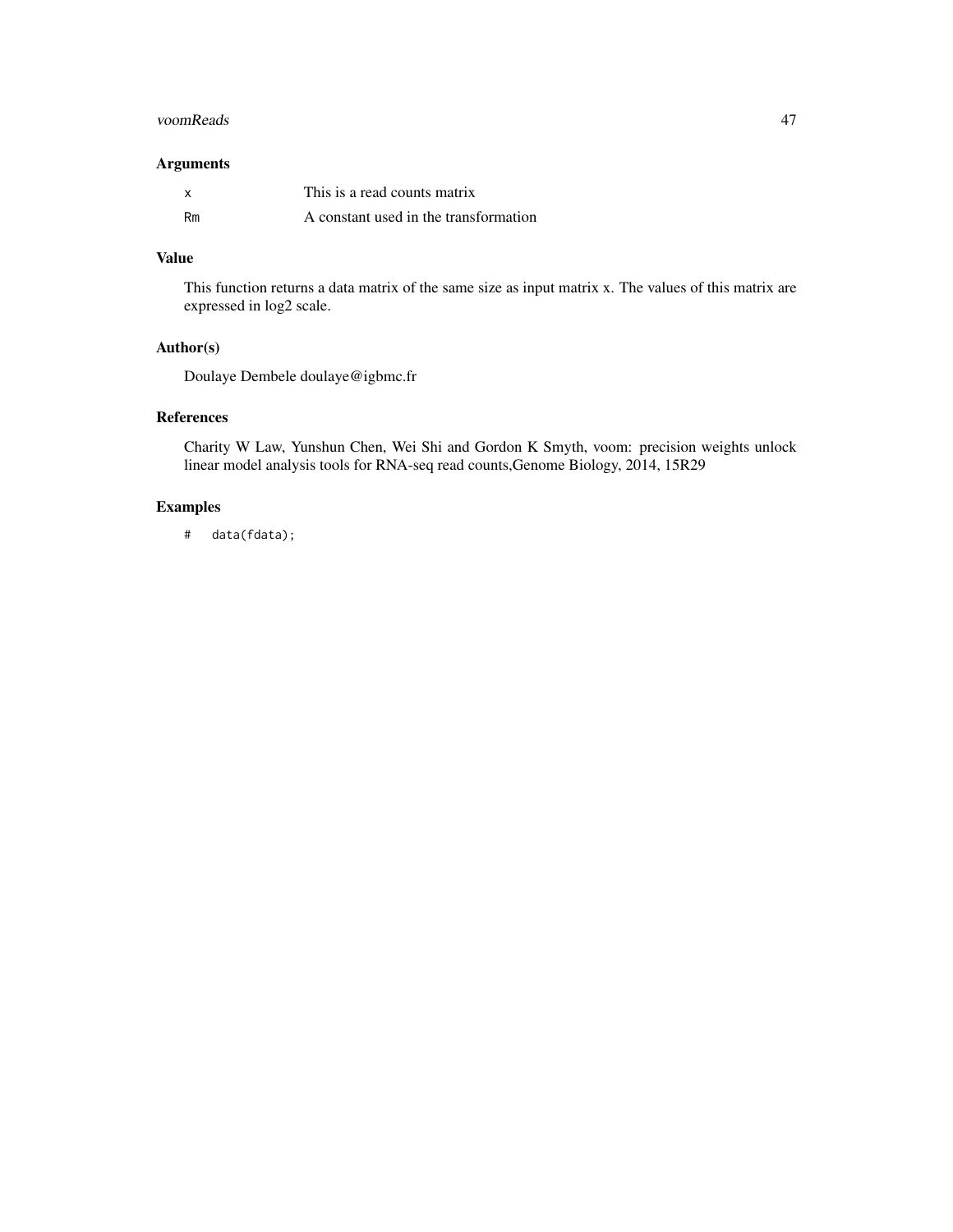## Arguments

| | |
|---|---|
| `x` | This is a read counts matrix |
| `Rm` | A constant used in the transformation |

## Value

This function returns a data matrix of the same size as input matrix x. The values of this matrix are expressed in log2 scale.

## Author(s)

Doulaye Dembele doulaye@igbmc.fr

## References

Charity W Law, Yunshun Chen, Wei Shi and Gordon K Smyth, voom: precision weights unlock linear model analysis tools for RNA-seq read counts,Genome Biology, 2014, 15R29

## Examples

```
#   data(fdata);
```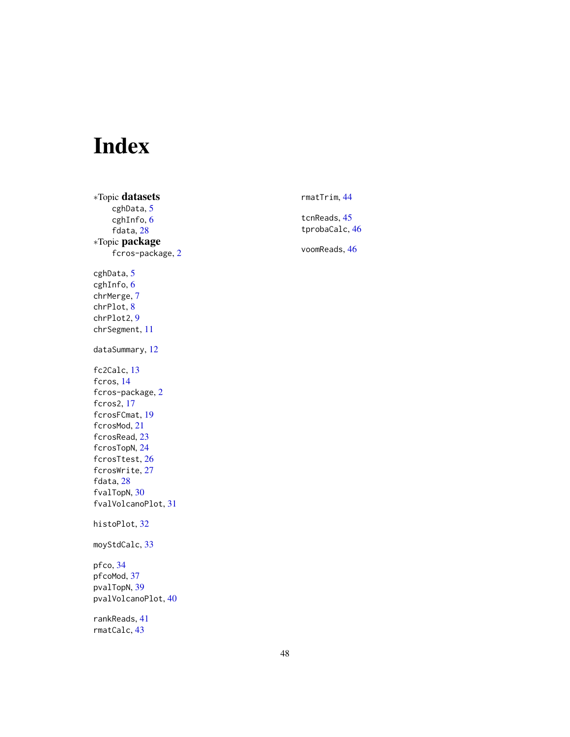# Index

*Topic **datasets**
- cghData, 5
- cghInfo, 6
- fdata, 28

*Topic **package**
- fcros-package, 2

cghData, 5
cghInfo, 6
chrMerge, 7
chrPlot, 8
chrPlot2, 9
chrSegment, 11

dataSummary, 12

fc2Calc, 13
fcros, 14
fcros-package, 2
fcros2, 17
fcrosFCmat, 19
fcrosMod, 21
fcrosRead, 23
fcrosTopN, 24
fcrosTtest, 26
fcrosWrite, 27
fdata, 28
fvalTopN, 30
fvalVolcanoPlot, 31

histoPlot, 32

moyStdCalc, 33

pfco, 34
pfcoMod, 37
pvalTopN, 39
pvalVolcanoPlot, 40

rankReads, 41
rmatCalc, 43
rmatTrim, 44

tcnReads, 45
tprobaCalc, 46

voomReads, 46